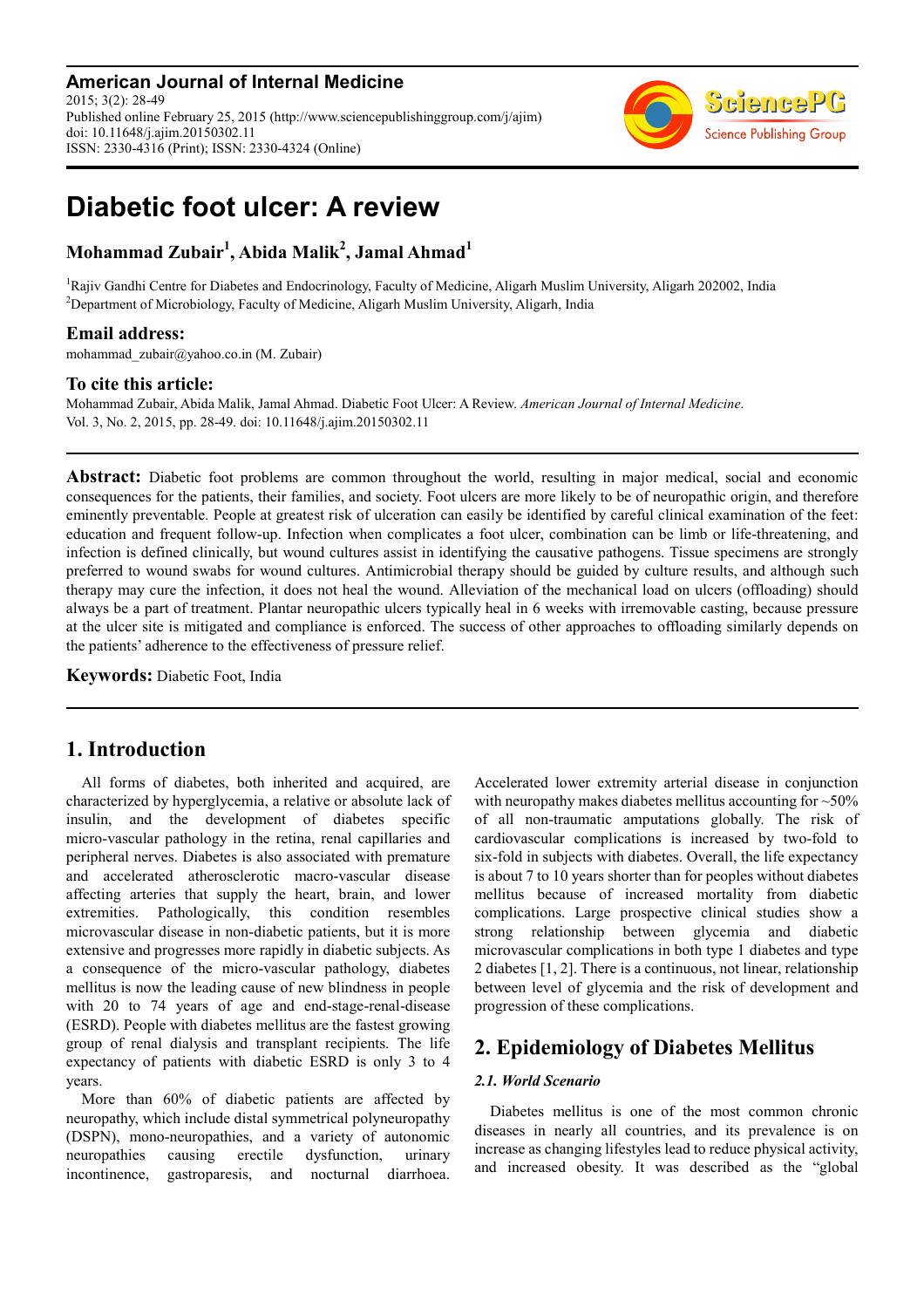American Journal of Internal Medicine
2015; 3(2): 28-49
Published online February 25, 2015 (http://www.sciencepublishinggroup.com/j/ajim)
doi: 10.11648/j.ajim.20150302.11
ISSN: 2330-4316 (Print); ISSN: 2330-4324 (Online)

# Diabetic foot ulcer: A review

**Mohammad Zubair[1], Abida Malik[2], Jamal Ahmad[1]**

[1]Rajiv Gandhi Centre for Diabetes and Endocrinology, Faculty of Medicine, Aligarh Muslim University, Aligarh 202002, India
[2]Department of Microbiology, Faculty of Medicine, Aligarh Muslim University, Aligarh, India

**Email address:**
mohammad_zubair@yahoo.co.in (M. Zubair)

**To cite this article:**
Mohammad Zubair, Abida Malik, Jamal Ahmad. Diabetic Foot Ulcer: A Review. *American Journal of Internal Medicine*. Vol. 3, No. 2, 2015, pp. 28-49. doi: 10.11648/j.ajim.20150302.11

**Abstract:** Diabetic foot problems are common throughout the world, resulting in major medical, social and economic consequences for the patients, their families, and society. Foot ulcers are more likely to be of neuropathic origin, and therefore eminently preventable. People at greatest risk of ulceration can easily be identified by careful clinical examination of the feet: education and frequent follow-up. Infection when complicates a foot ulcer, combination can be limb or life-threatening, and infection is defined clinically, but wound cultures assist in identifying the causative pathogens. Tissue specimens are strongly preferred to wound swabs for wound cultures. Antimicrobial therapy should be guided by culture results, and although such therapy may cure the infection, it does not heal the wound. Alleviation of the mechanical load on ulcers (offloading) should always be a part of treatment. Plantar neuropathic ulcers typically heal in 6 weeks with irremovable casting, because pressure at the ulcer site is mitigated and compliance is enforced. The success of other approaches to offloading similarly depends on the patients' adherence to the effectiveness of pressure relief.

**Keywords:** Diabetic Foot, India

## 1. Introduction

All forms of diabetes, both inherited and acquired, are characterized by hyperglycemia, a relative or absolute lack of insulin, and the development of diabetes specific micro-vascular pathology in the retina, renal capillaries and peripheral nerves. Diabetes is also associated with premature and accelerated atherosclerotic macro-vascular disease affecting arteries that supply the heart, brain, and lower extremities. Pathologically, this condition resembles microvascular disease in non-diabetic patients, but it is more extensive and progresses more rapidly in diabetic subjects. As a consequence of the micro-vascular pathology, diabetes mellitus is now the leading cause of new blindness in people with 20 to 74 years of age and end-stage-renal-disease (ESRD). People with diabetes mellitus are the fastest growing group of renal dialysis and transplant recipients. The life expectancy of patients with diabetic ESRD is only 3 to 4 years.

More than 60% of diabetic patients are affected by neuropathy, which include distal symmetrical polyneuropathy (DSPN), mono-neuropathies, and a variety of autonomic neuropathies causing erectile dysfunction, urinary incontinence, gastroparesis, and nocturnal diarrhoea. Accelerated lower extremity arterial disease in conjunction with neuropathy makes diabetes mellitus accounting for ~50% of all non-traumatic amputations globally. The risk of cardiovascular complications is increased by two-fold to six-fold in subjects with diabetes. Overall, the life expectancy is about 7 to 10 years shorter than for peoples without diabetes mellitus because of increased mortality from diabetic complications. Large prospective clinical studies show a strong relationship between glycemia and diabetic microvascular complications in both type 1 diabetes and type 2 diabetes [1, 2]. There is a continuous, not linear, relationship between level of glycemia and the risk of development and progression of these complications.

## 2. Epidemiology of Diabetes Mellitus

### 2.1. World Scenario

Diabetes mellitus is one of the most common chronic diseases in nearly all countries, and its prevalence is on increase as changing lifestyles lead to reduce physical activity, and increased obesity. It was described as the "global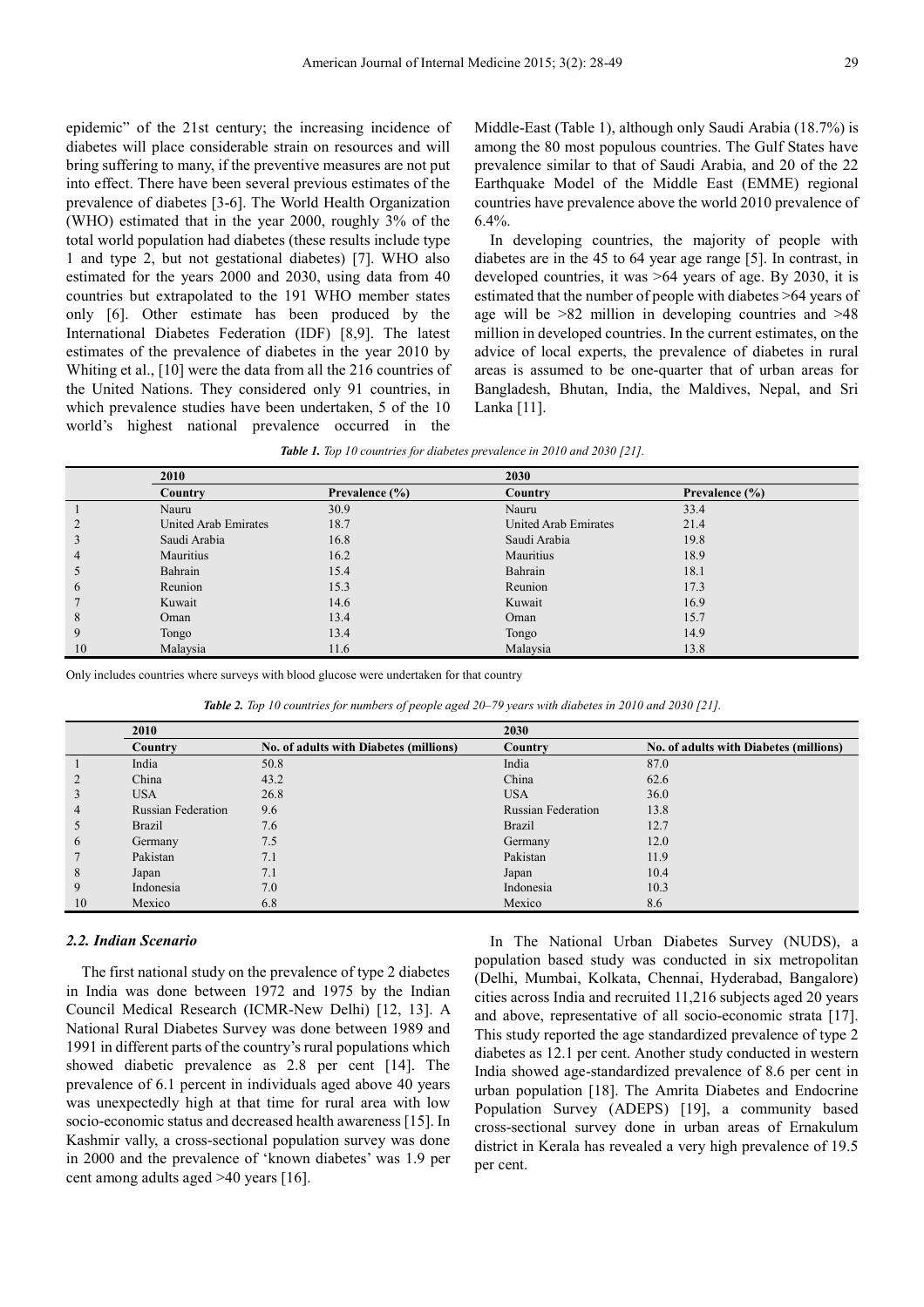epidemic" of the 21st century; the increasing incidence of diabetes will place considerable strain on resources and will bring suffering to many, if the preventive measures are not put into effect. There have been several previous estimates of the prevalence of diabetes [3-6]. The World Health Organization (WHO) estimated that in the year 2000, roughly 3% of the total world population had diabetes (these results include type 1 and type 2, but not gestational diabetes) [7]. WHO also estimated for the years 2000 and 2030, using data from 40 countries but extrapolated to the 191 WHO member states only [6]. Other estimate has been produced by the International Diabetes Federation (IDF) [8,9]. The latest estimates of the prevalence of diabetes in the year 2010 by Whiting et al., [10] were the data from all the 216 countries of the United Nations. They considered only 91 countries, in which prevalence studies have been undertaken, 5 of the 10 world's highest national prevalence occurred in the Middle-East (Table 1), although only Saudi Arabia (18.7%) is among the 80 most populous countries. The Gulf States have prevalence similar to that of Saudi Arabia, and 20 of the 22 Earthquake Model of the Middle East (EMME) regional countries have prevalence above the world 2010 prevalence of 6.4%.

In developing countries, the majority of people with diabetes are in the 45 to 64 year age range [5]. In contrast, in developed countries, it was >64 years of age. By 2030, it is estimated that the number of people with diabetes >64 years of age will be >82 million in developing countries and >48 million in developed countries. In the current estimates, on the advice of local experts, the prevalence of diabetes in rural areas is assumed to be one-quarter that of urban areas for Bangladesh, Bhutan, India, the Maldives, Nepal, and Sri Lanka [11].

***Table 1.*** *Top 10 countries for diabetes prevalence in 2010 and 2030 [21].*

| | 2010 | | 2030 | |
|---|---|---|---|---|
| | **Country** | **Prevalence (%)** | **Country** | **Prevalence (%)** |
| 1 | Nauru | 30.9 | Nauru | 33.4 |
| 2 | United Arab Emirates | 18.7 | United Arab Emirates | 21.4 |
| 3 | Saudi Arabia | 16.8 | Saudi Arabia | 19.8 |
| 4 | Mauritius | 16.2 | Mauritius | 18.9 |
| 5 | Bahrain | 15.4 | Bahrain | 18.1 |
| 6 | Reunion | 15.3 | Reunion | 17.3 |
| 7 | Kuwait | 14.6 | Kuwait | 16.9 |
| 8 | Oman | 13.4 | Oman | 15.7 |
| 9 | Tongo | 13.4 | Tongo | 14.9 |
| 10 | Malaysia | 11.6 | Malaysia | 13.8 |

Only includes countries where surveys with blood glucose were undertaken for that country

***Table 2.*** *Top 10 countries for numbers of people aged 20–79 years with diabetes in 2010 and 2030 [21].*

| | 2010 | | 2030 | |
|---|---|---|---|---|
| | **Country** | **No. of adults with Diabetes (millions)** | **Country** | **No. of adults with Diabetes (millions)** |
| 1 | India | 50.8 | India | 87.0 |
| 2 | China | 43.2 | China | 62.6 |
| 3 | USA | 26.8 | USA | 36.0 |
| 4 | Russian Federation | 9.6 | Russian Federation | 13.8 |
| 5 | Brazil | 7.6 | Brazil | 12.7 |
| 6 | Germany | 7.5 | Germany | 12.0 |
| 7 | Pakistan | 7.1 | Pakistan | 11.9 |
| 8 | Japan | 7.1 | Japan | 10.4 |
| 9 | Indonesia | 7.0 | Indonesia | 10.3 |
| 10 | Mexico | 6.8 | Mexico | 8.6 |

### *2.2. Indian Scenario*

The first national study on the prevalence of type 2 diabetes in India was done between 1972 and 1975 by the Indian Council Medical Research (ICMR-New Delhi) [12, 13]. A National Rural Diabetes Survey was done between 1989 and 1991 in different parts of the country's rural populations which showed diabetic prevalence as 2.8 per cent [14]. The prevalence of 6.1 percent in individuals aged above 40 years was unexpectedly high at that time for rural area with low socio-economic status and decreased health awareness [15]. In Kashmir vally, a cross-sectional population survey was done in 2000 and the prevalence of 'known diabetes' was 1.9 per cent among adults aged >40 years [16].

In The National Urban Diabetes Survey (NUDS), a population based study was conducted in six metropolitan (Delhi, Mumbai, Kolkata, Chennai, Hyderabad, Bangalore) cities across India and recruited 11,216 subjects aged 20 years and above, representative of all socio-economic strata [17]. This study reported the age standardized prevalence of type 2 diabetes as 12.1 per cent. Another study conducted in western India showed age-standardized prevalence of 8.6 per cent in urban population [18]. The Amrita Diabetes and Endocrine Population Survey (ADEPS) [19], a community based cross-sectional survey done in urban areas of Ernakulum district in Kerala has revealed a very high prevalence of 19.5 per cent.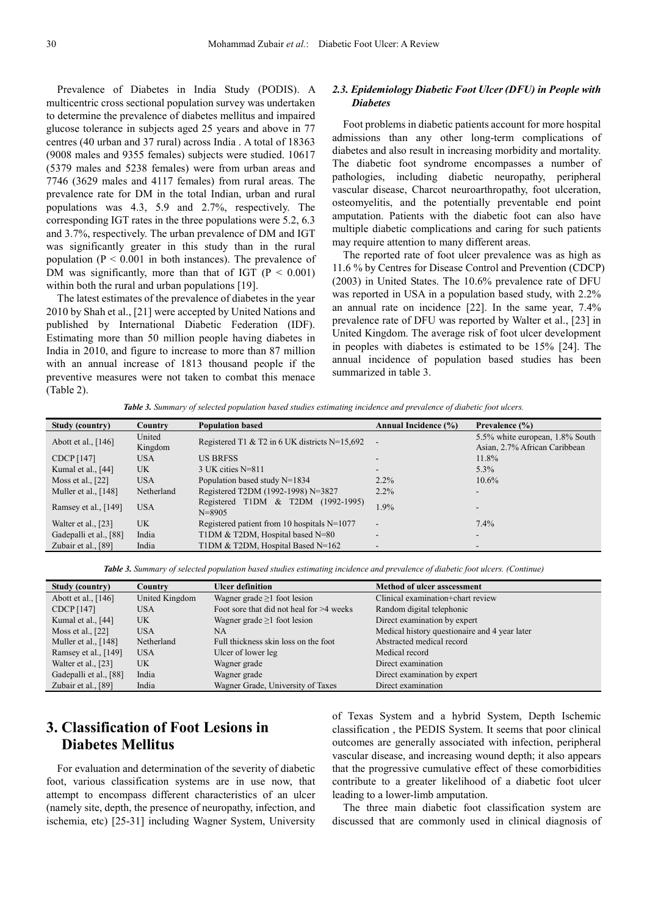Prevalence of Diabetes in India Study (PODIS). A multicentric cross sectional population survey was undertaken to determine the prevalence of diabetes mellitus and impaired glucose tolerance in subjects aged 25 years and above in 77 centres (40 urban and 37 rural) across India . A total of 18363 (9008 males and 9355 females) subjects were studied. 10617 (5379 males and 5238 females) were from urban areas and 7746 (3629 males and 4117 females) from rural areas. The prevalence rate for DM in the total Indian, urban and rural populations was 4.3, 5.9 and 2.7%, respectively. The corresponding IGT rates in the three populations were 5.2, 6.3 and 3.7%, respectively. The urban prevalence of DM and IGT was significantly greater in this study than in the rural population ($P < 0.001$ in both instances). The prevalence of DM was significantly, more than that of IGT ($P < 0.001$) within both the rural and urban populations [19].

The latest estimates of the prevalence of diabetes in the year 2010 by Shah et al., [21] were accepted by United Nations and published by International Diabetic Federation (IDF). Estimating more than 50 million people having diabetes in India in 2010, and figure to increase to more than 87 million with an annual increase of 1813 thousand people if the preventive measures were not taken to combat this menace (Table 2).

### *2.3. Epidemiology Diabetic Foot Ulcer (DFU) in People with Diabetes*

Foot problems in diabetic patients account for more hospital admissions than any other long-term complications of diabetes and also result in increasing morbidity and mortality. The diabetic foot syndrome encompasses a number of pathologies, including diabetic neuropathy, peripheral vascular disease, Charcot neuroarthropathy, foot ulceration, osteomyelitis, and the potentially preventable end point amputation. Patients with the diabetic foot can also have multiple diabetic complications and caring for such patients may require attention to many different areas.

The reported rate of foot ulcer prevalence was as high as 11.6 % by Centres for Disease Control and Prevention (CDCP) (2003) in United States. The 10.6% prevalence rate of DFU was reported in USA in a population based study, with 2.2% an annual rate on incidence [22]. In the same year, 7.4% prevalence rate of DFU was reported by Walter et al., [23] in United Kingdom. The average risk of foot ulcer development in peoples with diabetes is estimated to be 15% [24]. The annual incidence of population based studies has been summarized in table 3.

***Table 3.*** *Summary of selected population based studies estimating incidence and prevalence of diabetic foot ulcers.*

| Study (country) | Country | Population based | Annual Incidence (%) | Prevalence (%) |
|---|---|---|---|---|
| Abott et al., [146] | United Kingdom | Registered T1 & T2 in 6 UK districts N=15,692 | - | 5.5% white european, 1.8% South Asian, 2.7% African Caribbean |
| CDCP [147] | USA | US BRFSS | - | 11.8% |
| Kumal et al., [44] | UK | 3 UK cities N=811 | - | 5.3% |
| Moss et al., [22] | USA | Population based study N=1834 | 2.2% | 10.6% |
| Muller et al., [148] | Netherland | Registered T2DM (1992-1998) N=3827 | 2.2% | - |
| Ramsey et al., [149] | USA | Registered T1DM & T2DM (1992-1995) N=8905 | 1.9% | - |
| Walter et al., [23] | UK | Registered patient from 10 hospitals N=1077 | - | 7.4% |
| Gadepalli et al., [88] | India | T1DM & T2DM, Hospital based N=80 | - | - |
| Zubair et al., [89] | India | T1DM & T2DM, Hospital Based N=162 | - | - |

***Table 3.*** *Summary of selected population based studies estimating incidence and prevalence of diabetic foot ulcers. (Continue)*

| Study (country) | Country | Ulcer definition | Method of ulcer asscessment |
|---|---|---|---|
| Abott et al., [146] | United Kingdom | Wagner grade ≥1 foot lesion | Clinical examination+chart review |
| CDCP [147] | USA | Foot sore that did not heal for >4 weeks | Random digital telephonic |
| Kumal et al., [44] | UK | Wagner grade ≥1 foot lesion | Direct examination by expert |
| Moss et al., [22] | USA | NA | Medical history questionaire and 4 year later |
| Muller et al., [148] | Netherland | Full thickness skin loss on the foot | Abstracted medical record |
| Ramsey et al., [149] | USA | Ulcer of lower leg | Medical record |
| Walter et al., [23] | UK | Wagner grade | Direct examination |
| Gadepalli et al., [88] | India | Wagner grade | Direct examination by expert |
| Zubair et al., [89] | India | Wagner Grade, University of Taxes | Direct examination |

# 3. Classification of Foot Lesions in Diabetes Mellitus

For evaluation and determination of the severity of diabetic foot, various classification systems are in use now, that attempt to encompass different characteristics of an ulcer (namely site, depth, the presence of neuropathy, infection, and ischemia, etc) [25-31] including Wagner System, University of Texas System and a hybrid System, Depth Ischemic classification , the PEDIS System. It seems that poor clinical outcomes are generally associated with infection, peripheral vascular disease, and increasing wound depth; it also appears that the progressive cumulative effect of these comorbidities contribute to a greater likelihood of a diabetic foot ulcer leading to a lower-limb amputation.

The three main diabetic foot classification system are discussed that are commonly used in clinical diagnosis of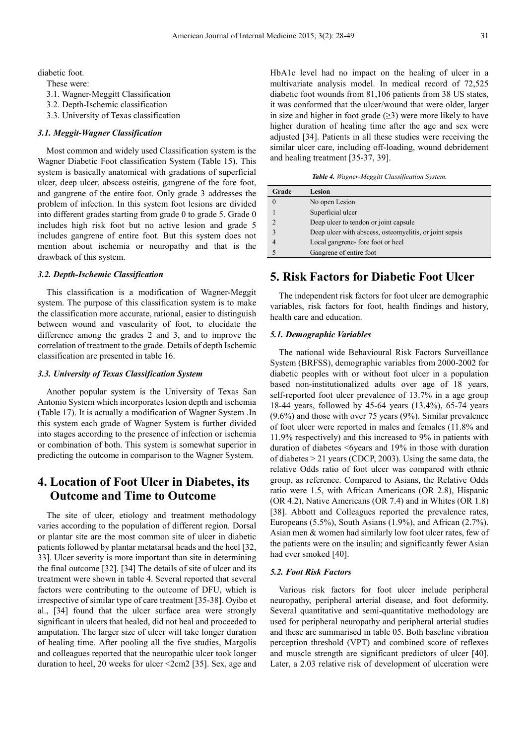diabetic foot.

These were:

3.1. Wagner-Meggitt Classification
3.2. Depth-Ischemic classification
3.3. University of Texas classification

### *3.1. Meggit-Wagner Classification*

Most common and widely used Classification system is the Wagner Diabetic Foot classification System (Table 15). This system is basically anatomical with gradations of superficial ulcer, deep ulcer, abscess osteitis, gangrene of the fore foot, and gangrene of the entire foot. Only grade 3 addresses the problem of infection. In this system foot lesions are divided into different grades starting from grade 0 to grade 5. Grade 0 includes high risk foot but no active lesion and grade 5 includes gangrene of entire foot. But this system does not mention about ischemia or neuropathy and that is the drawback of this system.

### *3.2. Depth-Ischemic Classification*

This classification is a modification of Wagner-Meggit system. The purpose of this classification system is to make the classification more accurate, rational, easier to distinguish between wound and vascularity of foot, to elucidate the difference among the grades 2 and 3, and to improve the correlation of treatment to the grade. Details of depth Ischemic classification are presented in table 16.

### *3.3. University of Texas Classification System*

Another popular system is the University of Texas San Antonio System which incorporates lesion depth and ischemia (Table 17). It is actually a modification of Wagner System .In this system each grade of Wagner System is further divided into stages according to the presence of infection or ischemia or combination of both. This system is somewhat superior in predicting the outcome in comparison to the Wagner System.

## 4. Location of Foot Ulcer in Diabetes, its Outcome and Time to Outcome

The site of ulcer, etiology and treatment methodology varies according to the population of different region. Dorsal or plantar site are the most common site of ulcer in diabetic patients followed by plantar metatarsal heads and the heel [32, 33]. Ulcer severity is more important than site in determining the final outcome [32]. [34] The details of site of ulcer and its treatment were shown in table 4. Several reported that several factors were contributing to the outcome of DFU, which is irrespective of similar type of care treatment [35-38]. Oyibo et al., [34] found that the ulcer surface area were strongly significant in ulcers that healed, did not heal and proceeded to amputation. The larger size of ulcer will take longer duration of healing time. After pooling all the five studies, Margolis and colleagues reported that the neuropathic ulcer took longer duration to heel, 20 weeks for ulcer <2cm2 [35]. Sex, age and HbA1c level had no impact on the healing of ulcer in a multivariate analysis model. In medical record of 72,525 diabetic foot wounds from 81,106 patients from 38 US states, it was conformed that the ulcer/wound that were older, larger in size and higher in foot grade (≥3) were more likely to have higher duration of healing time after the age and sex were adjusted [34]. Patients in all these studies were receiving the similar ulcer care, including off-loading, wound debridement and healing treatment [35-37, 39].

***Table 4.*** *Wagner-Meggitt Classification System.*

| Grade | Lesion |
|---|---|
| 0 | No open Lesion |
| 1 | Superficial ulcer |
| 2 | Deep ulcer to tendon or joint capsule |
| 3 | Deep ulcer with abscess, osteomyelitis, or joint sepsis |
| 4 | Local gangrene- fore foot or heel |
| 5 | Gangrene of entire foot |

## 5. Risk Factors for Diabetic Foot Ulcer

The independent risk factors for foot ulcer are demographic variables, risk factors for foot, health findings and history, health care and education.

### *5.1. Demographic Variables*

The national wide Behavioural Risk Factors Surveillance System (BRFSS), demographic variables from 2000-2002 for diabetic peoples with or without foot ulcer in a population based non-institutionalized adults over age of 18 years, self-reported foot ulcer prevalence of 13.7% in a age group 18-44 years (13.4%), 65-74 years (9.6%) and those with over 75 years (9%). Similar prevalence of foot ulcer were reported in males and females (11.8% and 11.9% respectively) and this increased to 9% in patients with duration of diabetes <6years and 19% in those with duration of diabetes > 21 years (CDCP, 2003). Using the same data, the relative Odds ratio of foot ulcer was compared with ethnic group, as reference. Compared to Asians, the Relative Odds ratio were 1.5, with African Americans (OR 2.8), Hispanic (OR 4.2), Native Americans (OR 7.4) and in Whites (OR 1.8) [38]. Abbott and Colleagues reported the prevalence rates, Europeans (5.5%), South Asians (1.9%), and African (2.7%). Asian men & women had similarly low foot ulcer rates, few of the patients were on the insulin; and significantly fewer Asian had ever smoked [40].

### *5.2. Foot Risk Factors*

Various risk factors for foot ulcer include peripheral neuropathy, peripheral arterial disease, and foot deformity. Several quantitative and semi-quantitative methodology are used for peripheral neuropathy and peripheral arterial studies and these are summarised in table 05. Both baseline vibration perception threshold (VPT) and combined score of reflexes and muscle strength are significant predictors of ulcer [40]. Later, a 2.03 relative risk of development of ulceration were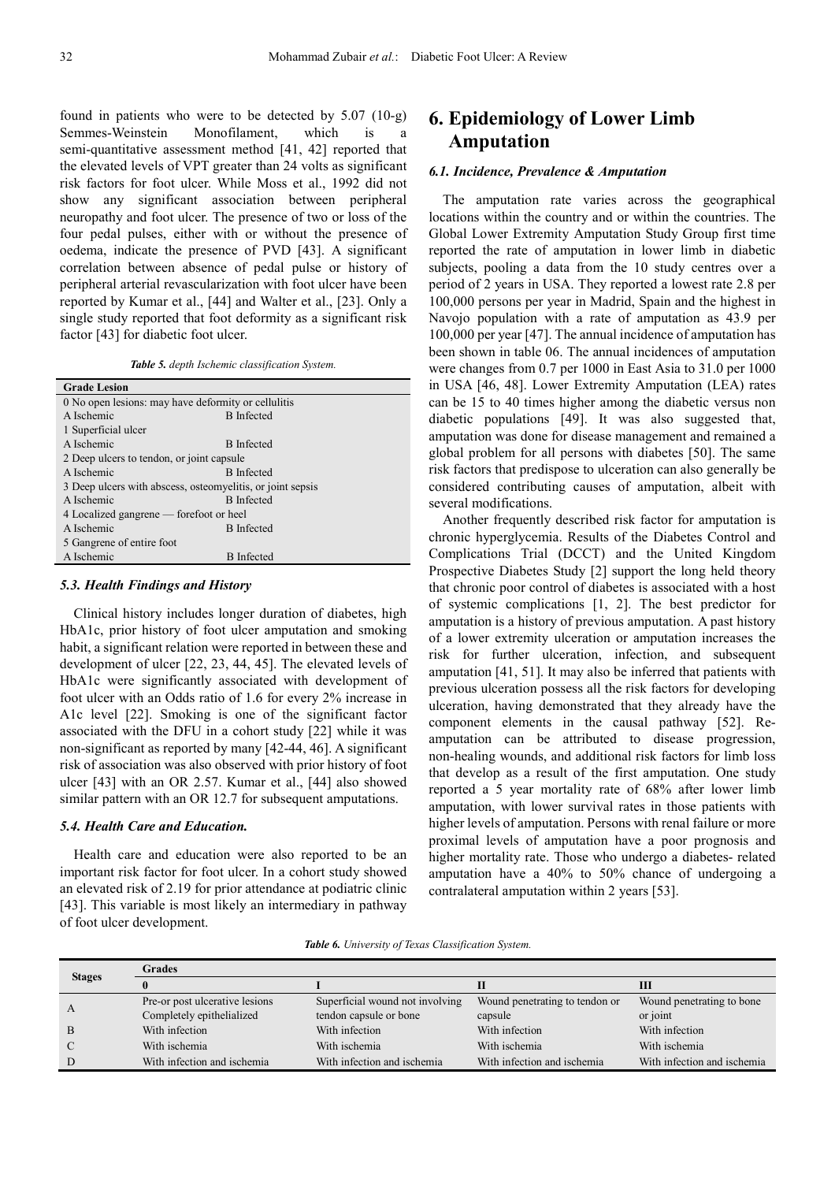found in patients who were to be detected by 5.07 (10-g) Semmes-Weinstein Monofilament, which is a semi-quantitative assessment method [41, 42] reported that the elevated levels of VPT greater than 24 volts as significant risk factors for foot ulcer. While Moss et al., 1992 did not show any significant association between peripheral neuropathy and foot ulcer. The presence of two or loss of the four pedal pulses, either with or without the presence of oedema, indicate the presence of PVD [43]. A significant correlation between absence of pedal pulse or history of peripheral arterial revascularization with foot ulcer have been reported by Kumar et al., [44] and Walter et al., [23]. Only a single study reported that foot deformity as a significant risk factor [43] for diabetic foot ulcer.

*Table 5. depth Ischemic classification System.*

| Grade Lesion | |
|---|---|
| 0 No open lesions: may have deformity or cellulitis | |
| A Ischemic | B Infected |
| 1 Superficial ulcer | |
| A Ischemic | B Infected |
| 2 Deep ulcers to tendon, or joint capsule | |
| A Ischemic | B Infected |
| 3 Deep ulcers with abscess, osteomyelitis, or joint sepsis | |
| A Ischemic | B Infected |
| 4 Localized gangrene — forefoot or heel | |
| A Ischemic | B Infected |
| 5 Gangrene of entire foot | |
| A Ischemic | B Infected |

### 5.3. Health Findings and History

Clinical history includes longer duration of diabetes, high HbA1c, prior history of foot ulcer amputation and smoking habit, a significant relation were reported in between these and development of ulcer [22, 23, 44, 45]. The elevated levels of HbA1c were significantly associated with development of foot ulcer with an Odds ratio of 1.6 for every 2% increase in A1c level [22]. Smoking is one of the significant factor associated with the DFU in a cohort study [22] while it was non-significant as reported by many [42-44, 46]. A significant risk of association was also observed with prior history of foot ulcer [43] with an OR 2.57. Kumar et al., [44] also showed similar pattern with an OR 12.7 for subsequent amputations.

### 5.4. Health Care and Education.

Health care and education were also reported to be an important risk factor for foot ulcer. In a cohort study showed an elevated risk of 2.19 for prior attendance at podiatric clinic [43]. This variable is most likely an intermediary in pathway of foot ulcer development.

## 6. Epidemiology of Lower Limb Amputation

### 6.1. Incidence, Prevalence & Amputation

The amputation rate varies across the geographical locations within the country and or within the countries. The Global Lower Extremity Amputation Study Group first time reported the rate of amputation in lower limb in diabetic subjects, pooling a data from the 10 study centres over a period of 2 years in USA. They reported a lowest rate 2.8 per 100,000 persons per year in Madrid, Spain and the highest in Navojo population with a rate of amputation as 43.9 per 100,000 per year [47]. The annual incidence of amputation has been shown in table 06. The annual incidences of amputation were changes from 0.7 per 1000 in East Asia to 31.0 per 1000 in USA [46, 48]. Lower Extremity Amputation (LEA) rates can be 15 to 40 times higher among the diabetic versus non diabetic populations [49]. It was also suggested that, amputation was done for disease management and remained a global problem for all persons with diabetes [50]. The same risk factors that predispose to ulceration can also generally be considered contributing causes of amputation, albeit with several modifications.

Another frequently described risk factor for amputation is chronic hyperglycemia. Results of the Diabetes Control and Complications Trial (DCCT) and the United Kingdom Prospective Diabetes Study [2] support the long held theory that chronic poor control of diabetes is associated with a host of systemic complications [1, 2]. The best predictor for amputation is a history of previous amputation. A past history of a lower extremity ulceration or amputation increases the risk for further ulceration, infection, and subsequent amputation [41, 51]. It may also be inferred that patients with previous ulceration possess all the risk factors for developing ulceration, having demonstrated that they already have the component elements in the causal pathway [52]. Re-amputation can be attributed to disease progression, non-healing wounds, and additional risk factors for limb loss that develop as a result of the first amputation. One study reported a 5 year mortality rate of 68% after lower limb amputation, with lower survival rates in those patients with higher levels of amputation. Persons with renal failure or more proximal levels of amputation have a poor prognosis and higher mortality rate. Those who undergo a diabetes- related amputation have a 40% to 50% chance of undergoing a contralateral amputation within 2 years [53].

*Table 6. University of Texas Classification System.*

| Stages | Grades | | | |
|---|---|---|---|---|
| | 0 | I | II | III |
| A | Pre-or post ulcerative lesions Completely epithelialized | Superficial wound not involving tendon capsule or bone | Wound penetrating to tendon or capsule | Wound penetrating to bone or joint |
| B | With infection | With infection | With infection | With infection |
| C | With ischemia | With ischemia | With ischemia | With ischemia |
| D | With infection and ischemia | With infection and ischemia | With infection and ischemia | With infection and ischemia |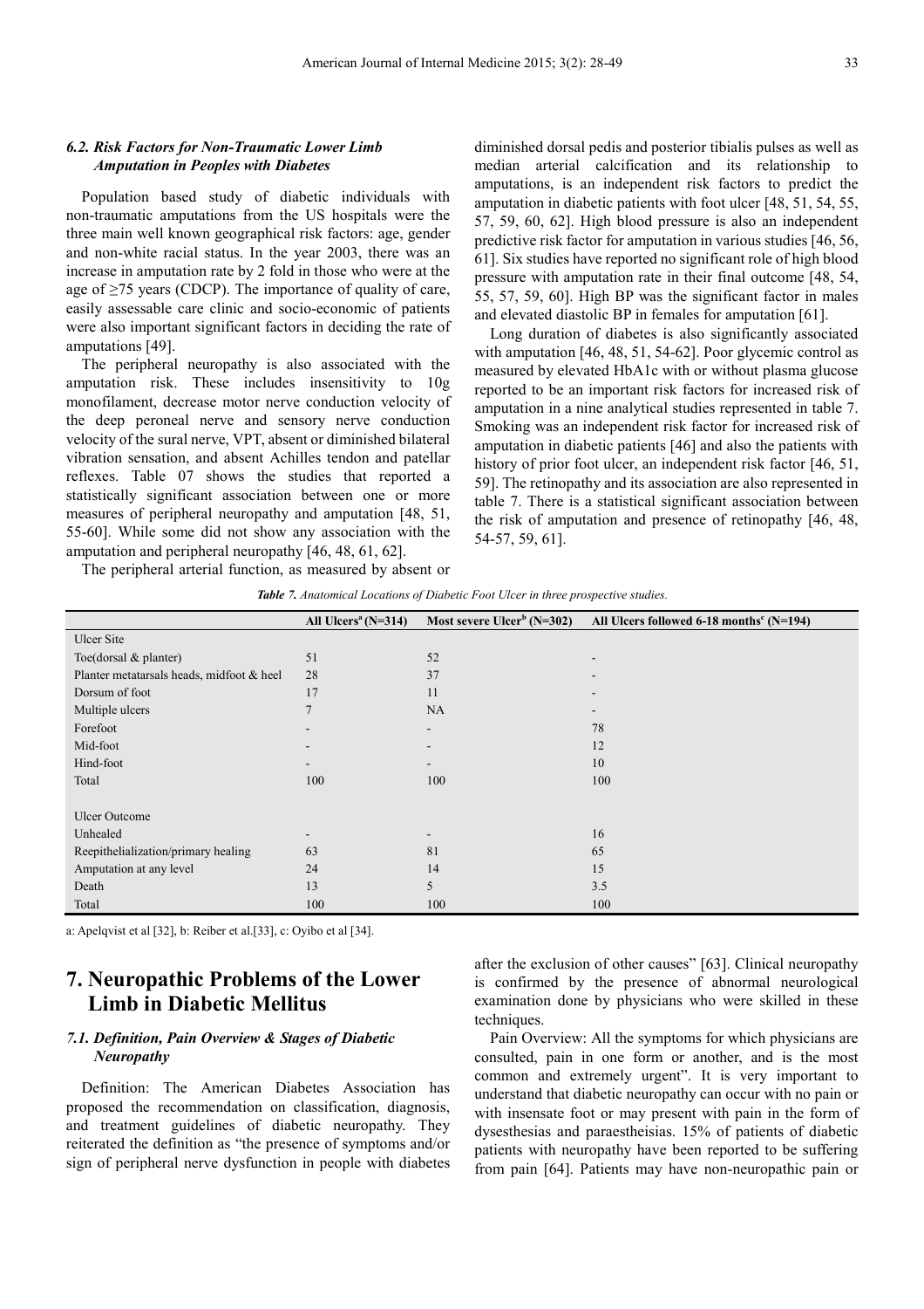### 6.2. Risk Factors for Non-Traumatic Lower Limb Amputation in Peoples with Diabetes

Population based study of diabetic individuals with non-traumatic amputations from the US hospitals were the three main well known geographical risk factors: age, gender and non-white racial status. In the year 2003, there was an increase in amputation rate by 2 fold in those who were at the age of ≥75 years (CDCP). The importance of quality of care, easily assessable care clinic and socio-economic of patients were also important significant factors in deciding the rate of amputations [49].

The peripheral neuropathy is also associated with the amputation risk. These includes insensitivity to 10g monofilament, decrease motor nerve conduction velocity of the deep peroneal nerve and sensory nerve conduction velocity of the sural nerve, VPT, absent or diminished bilateral vibration sensation, and absent Achilles tendon and patellar reflexes. Table 07 shows the studies that reported a statistically significant association between one or more measures of peripheral neuropathy and amputation [48, 51, 55-60]. While some did not show any association with the amputation and peripheral neuropathy [46, 48, 61, 62].

The peripheral arterial function, as measured by absent or diminished dorsal pedis and posterior tibialis pulses as well as median arterial calcification and its relationship to amputations, is an independent risk factors to predict the amputation in diabetic patients with foot ulcer [48, 51, 54, 55, 57, 59, 60, 62]. High blood pressure is also an independent predictive risk factor for amputation in various studies [46, 56, 61]. Six studies have reported no significant role of high blood pressure with amputation rate in their final outcome [48, 54, 55, 57, 59, 60]. High BP was the significant factor in males and elevated diastolic BP in females for amputation [61].

Long duration of diabetes is also significantly associated with amputation [46, 48, 51, 54-62]. Poor glycemic control as measured by elevated HbA1c with or without plasma glucose reported to be an important risk factors for increased risk of amputation in a nine analytical studies represented in table 7. Smoking was an independent risk factor for increased risk of amputation in diabetic patients [46] and also the patients with history of prior foot ulcer, an independent risk factor [46, 51, 59]. The retinopathy and its association are also represented in table 7. There is a statistical significant association between the risk of amputation and presence of retinopathy [46, 48, 54-57, 59, 61].

***Table 7.*** *Anatomical Locations of Diabetic Foot Ulcer in three prospective studies.*

| | All Ulcers[a] (N=314) | Most severe Ulcer[b] (N=302) | All Ulcers followed 6-18 months[c] (N=194) |
|---|---|---|---|
| Ulcer Site | | | |
| Toe(dorsal & planter) | 51 | 52 | - |
| Planter metatarsals heads, midfoot & heel | 28 | 37 | - |
| Dorsum of foot | 17 | 11 | - |
| Multiple ulcers | 7 | NA | - |
| Forefoot | - | - | 78 |
| Mid-foot | - | - | 12 |
| Hind-foot | - | - | 10 |
| Total | 100 | 100 | 100 |
| | | | |
| Ulcer Outcome | | | |
| Unhealed | - | - | 16 |
| Reepithelialization/primary healing | 63 | 81 | 65 |
| Amputation at any level | 24 | 14 | 15 |
| Death | 13 | 5 | 3.5 |
| Total | 100 | 100 | 100 |

a: Apelqvist et al [32], b: Reiber et al.[33], c: Oyibo et al [34].

# 7. Neuropathic Problems of the Lower Limb in Diabetic Mellitus

### 7.1. Definition, Pain Overview & Stages of Diabetic Neuropathy

Definition: The American Diabetes Association has proposed the recommendation on classification, diagnosis, and treatment guidelines of diabetic neuropathy. They reiterated the definition as "the presence of symptoms and/or sign of peripheral nerve dysfunction in people with diabetes after the exclusion of other causes" [63]. Clinical neuropathy is confirmed by the presence of abnormal neurological examination done by physicians who were skilled in these techniques.

Pain Overview: All the symptoms for which physicians are consulted, pain in one form or another, and is the most common and extremely urgent". It is very important to understand that diabetic neuropathy can occur with no pain or with insensate foot or may present with pain in the form of dysesthesias and paraestheisias. 15% of patients of diabetic patients with neuropathy have been reported to be suffering from pain [64]. Patients may have non-neuropathic pain or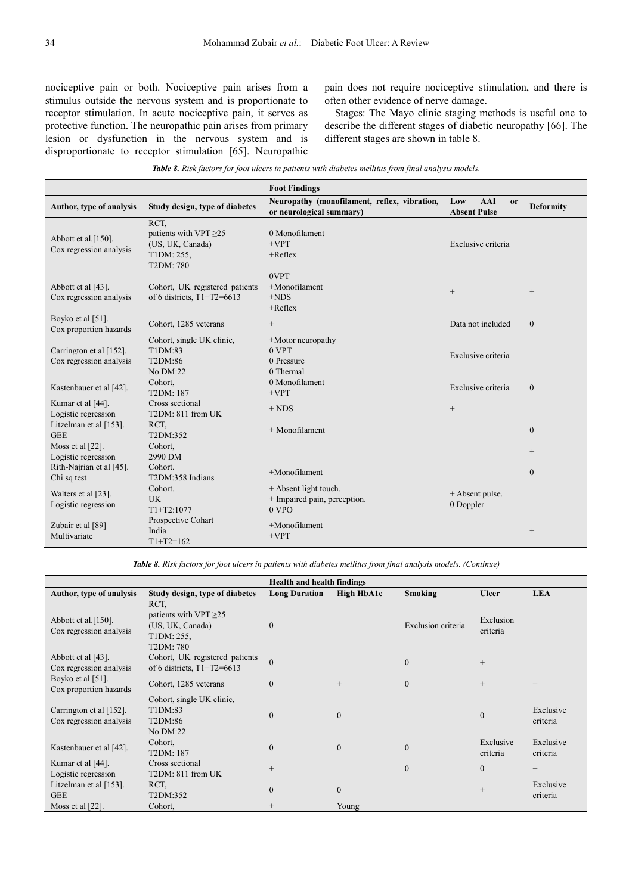nociceptive pain or both. Nociceptive pain arises from a stimulus outside the nervous system and is proportionate to receptor stimulation. In acute nociceptive pain, it serves as protective function. The neuropathic pain arises from primary lesion or dysfunction in the nervous system and is disproportionate to receptor stimulation [65]. Neuropathic pain does not require nociceptive stimulation, and there is often other evidence of nerve damage.

Stages: The Mayo clinic staging methods is useful one to describe the different stages of diabetic neuropathy [66]. The different stages are shown in table 8.

***Table 8.** Risk factors for foot ulcers in patients with diabetes mellitus from final analysis models.*

| | | **Foot Findings** | | |
|---|---|---|---|---|
| **Author, type of analysis** | **Study design, type of diabetes** | **Neuropathy (monofilament, reflex, vibration, or neurological summary)** | **Low AAI or Absent Pulse** | **Deformity** |
| Abbott et al.[150]. Cox regression analysis | RCT, patients with VPT ≥25 (US, UK, Canada) T1DM: 255, T2DM: 780 | 0 Monofilament +VPT +Reflex | Exclusive criteria | |
| Abbott et al [43]. Cox regression analysis | Cohort, UK registered patients of 6 districts, T1+T2=6613 | 0VPT +Monofilament +NDS +Reflex | + | + |
| Boyko et al [51]. Cox proportion hazards | Cohort, 1285 veterans | + | Data not included | 0 |
| Carrington et al [152]. Cox regression analysis | Cohort, single UK clinic, T1DM:83 T2DM:86 No DM:22 | +Motor neuropathy 0 VPT 0 Pressure 0 Thermal | Exclusive criteria | |
| Kastenbauer et al [42]. | Cohort, T2DM: 187 | 0 Monofilament +VPT | Exclusive criteria | 0 |
| Kumar et al [44]. Logistic regression | Cross sectional T2DM: 811 from UK | + NDS | + | |
| Litzelman et al [153]. GEE | RCT, T2DM:352 | + Monofilament | | 0 |
| Moss et al [22]. Logistic regression | Cohort, 2990 DM | | | + |
| Rith-Najrian et al [45]. Chi sq test | Cohort. T2DM:358 Indians | +Monofilament | | 0 |
| Walters et al [23]. Logistic regression | Cohort. UK T1+T2:1077 | + Absent light touch. + Impaired pain, perception. 0 VPO | + Absent pulse. 0 Doppler | |
| Zubair et al [89] Multivariate | Prospective Cohart India T1+T2=162 | +Monofilament +VPT | | + |

***Table 8.** Risk factors for foot ulcers in patients with diabetes mellitus from final analysis models. (Continue)*

| | | **Health and health findings** | | | | |
|---|---|---|---|---|---|---|
| **Author, type of analysis** | **Study design, type of diabetes** | **Long Duration** | **High HbA1c** | **Smoking** | **Ulcer** | **LEA** |
| Abbott et al.[150]. Cox regression analysis | RCT, patients with VPT ≥25 (US, UK, Canada) T1DM: 255, T2DM: 780 | 0 | | Exclusion criteria | Exclusion criteria | |
| Abbott et al [43]. Cox regression analysis | Cohort, UK registered patients of 6 districts, T1+T2=6613 | 0 | | 0 | + | |
| Boyko et al [51]. Cox proportion hazards | Cohort, 1285 veterans | 0 | + | 0 | + | + |
| Carrington et al [152]. Cox regression analysis | Cohort, single UK clinic, T1DM:83 T2DM:86 No DM:22 | 0 | 0 | | 0 | Exclusive criteria |
| Kastenbauer et al [42]. | Cohort, T2DM: 187 | 0 | 0 | 0 | Exclusive criteria | Exclusive criteria |
| Kumar et al [44]. Logistic regression | Cross sectional T2DM: 811 from UK | + | | 0 | 0 | + |
| Litzelman et al [153]. GEE | RCT, T2DM:352 | 0 | 0 | | + | Exclusive criteria |
| Moss et al [22]. | Cohort, | + | Young | | | |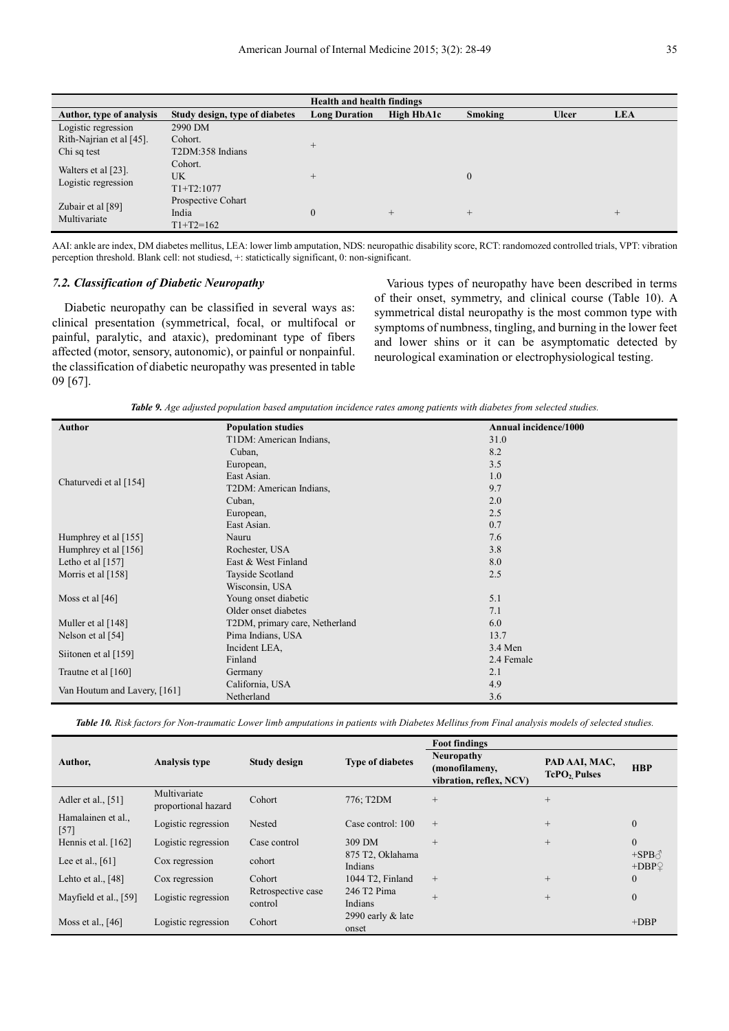| Author, type of analysis | Study design, type of diabetes | Health and health findings | | | | |
|---|---|---|---|---|---|---|
| | | Long Duration | High HbA1c | Smoking | Ulcer | LEA |
| Logistic regression Rith-Najrian et al [45]. Chi sq test | 2990 DM Cohort. T2DM:358 Indians | + | | | | |
| Walters et al [23]. Logistic regression | Cohort. UK T1+T2:1077 | + | | 0 | | |
| Zubair et al [89] Multivariate | Prospective Cohart India T1+T2=162 | 0 | + | + | | + |

AAI: ankle are index, DM diabetes mellitus, LEA: lower limb amputation, NDS: neuropathic disability score, RCT: randomozed controlled trials, VPT: vibration perception threshold. Blank cell: not studiesd, +: statictically significant, 0: non-significant.

### 7.2. Classification of Diabetic Neuropathy

Diabetic neuropathy can be classified in several ways as: clinical presentation (symmetrical, focal, or multifocal or painful, paralytic, and ataxic), predominant type of fibers affected (motor, sensory, autonomic), or painful or nonpainful. the classification of diabetic neuropathy was presented in table 09 [67].

Various types of neuropathy have been described in terms of their onset, symmetry, and clinical course (Table 10). A symmetrical distal neuropathy is the most common type with symptoms of numbness, tingling, and burning in the lower feet and lower shins or it can be asymptomatic detected by neurological examination or electrophysiological testing.

***Table 9.*** *Age adjusted population based amputation incidence rates among patients with diabetes from selected studies.*

| Author | Population studies | Annual incidence/1000 |
|---|---|---|
| Chaturvedi et al [154] | T1DM: American Indians, | 31.0 |
| | Cuban, | 8.2 |
| | European, | 3.5 |
| | East Asian. | 1.0 |
| | T2DM: American Indians, | 9.7 |
| | Cuban, | 2.0 |
| | European, | 2.5 |
| | East Asian. | 0.7 |
| Humphrey et al [155] | Nauru | 7.6 |
| Humphrey et al [156] | Rochester, USA | 3.8 |
| Letho et al [157] | East & West Finland | 8.0 |
| Morris et al [158] | Tayside Scotland | 2.5 |
| Moss et al [46] | Wisconsin, USA | |
| | Young onset diabetic | 5.1 |
| | Older onset diabetes | 7.1 |
| Muller et al [148] | T2DM, primary care, Netherland | 6.0 |
| Nelson et al [54] | Pima Indians, USA | 13.7 |
| Siitonen et al [159] | Incident LEA, | 3.4 Men |
| | Finland | 2.4 Female |
| Trautne et al [160] | Germany | 2.1 |
| Van Houtum and Lavery, [161] | California, USA | 4.9 |
| | Netherland | 3.6 |

***Table 10.*** *Risk factors for Non-traumatic Lower limb amputations in patients with Diabetes Mellitus from Final analysis models of selected studies.*

| Author, | Analysis type | Study design | Type of diabetes | Foot findings | | |
|---|---|---|---|---|---|---|
| | | | | Neuropathy (monofilameny, vibration, reflex, NCV) | PAD AAI, MAC, $TcPO_2$ Pulses | HBP |
| Adler et al., [51] | Multivariate proportional hazard | Cohort | 776; T2DM | + | + | |
| Hamalainen et al., [57] | Logistic regression | Nested | Case control: 100 | + | + | 0 |
| Hennis et al. [162] | Logistic regression | Case control | 309 DM | + | + | 0 |
| Lee et al., [61] | Cox regression | cohort | 875 T2, Oklahama Indians | | | +SPB♂ +DBP♀ |
| Lehto et al., [48] | Cox regression | Cohort | 1044 T2, Finland | + | + | 0 |
| Mayfield et al., [59] | Logistic regression | Retrospective case control | 246 T2 Pima Indians | + | + | 0 |
| Moss et al., [46] | Logistic regression | Cohort | 2990 early & late onset | | | +DBP |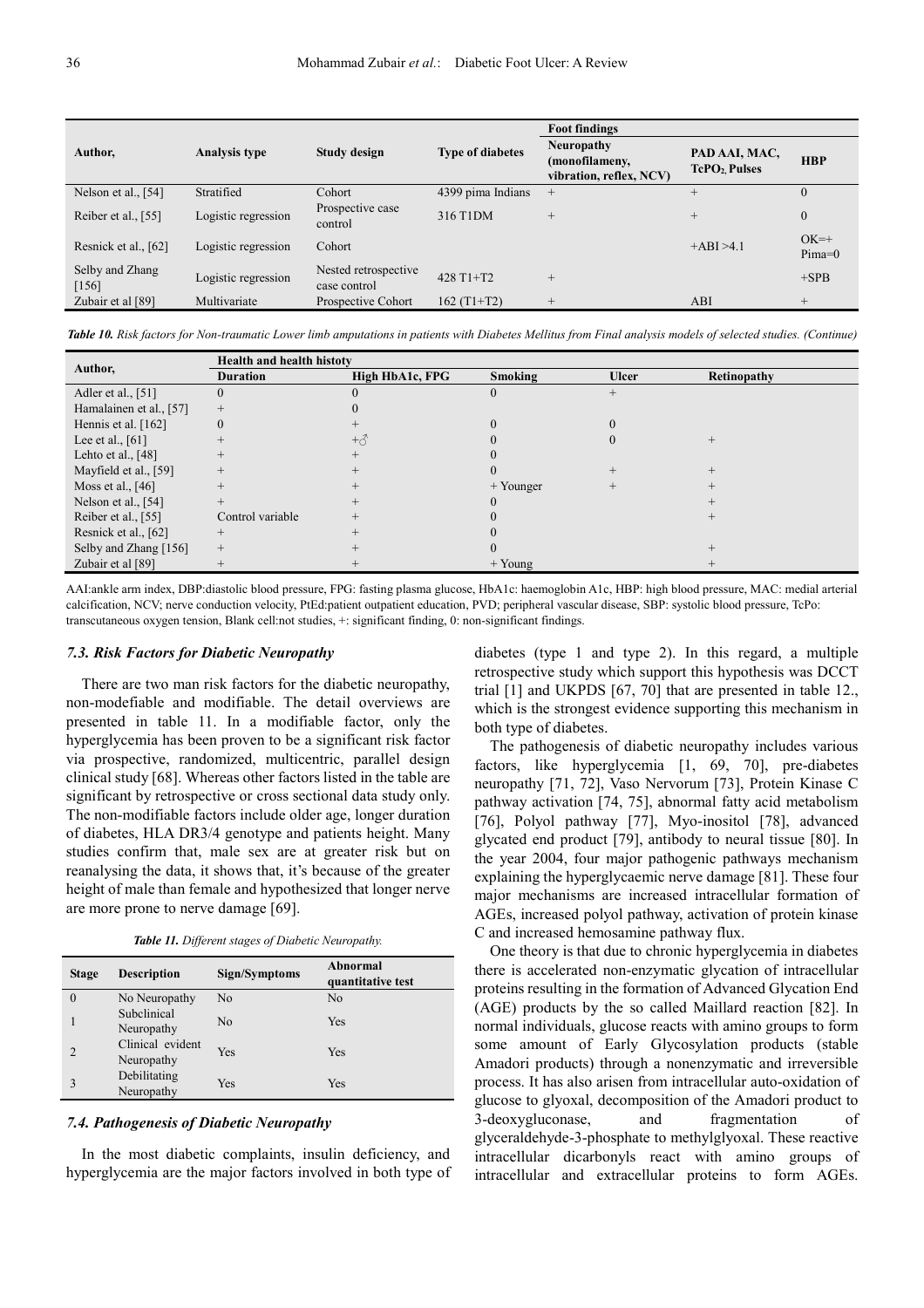| Author, | Analysis type | Study design | Type of diabetes | Foot findings | | |
|---|---|---|---|---|---|---|
| | | | | Neuropathy (monofilameny, vibration, reflex, NCV) | PAD AAI, MAC, $TcPO_2$, Pulses | HBP |
| Nelson et al., [54] | Stratified | Cohort | 4399 pima Indians | + | + | 0 |
| Reiber et al., [55] | Logistic regression | Prospective case control | 316 T1DM | + | + | 0 |
| Resnick et al., [62] | Logistic regression | Cohort | | | +ABI >4.1 | OK=+ Pima=0 |
| Selby and Zhang [156] | Logistic regression | Nested retrospective case control | 428 T1+T2 | + | | +SPB |
| Zubair et al [89] | Multivariate | Prospective Cohort | 162 (T1+T2) | + | ABI | + |

***Table 10.*** *Risk factors for Non-traumatic Lower limb amputations in patients with Diabetes Mellitus from Final analysis models of selected studies. (Continue)*

| Author, | Health and health histoty | | | | |
|---|---|---|---|---|---|
| | Duration | High HbA1c, FPG | Smoking | Ulcer | Retinopathy |
| Adler et al., [51] | 0 | 0 | 0 | + | |
| Hamalainen et al., [57] | + | 0 | | | |
| Hennis et al. [162] | 0 | + | 0 | 0 | |
| Lee et al., [61] | + | +♂ | 0 | 0 | + |
| Lehto et al., [48] | + | + | 0 | | |
| Mayfield et al., [59] | + | + | 0 | + | + |
| Moss et al., [46] | + | + | + Younger | + | + |
| Nelson et al., [54] | + | + | 0 | | + |
| Reiber et al., [55] | Control variable | + | 0 | | + |
| Resnick et al., [62] | + | + | 0 | | |
| Selby and Zhang [156] | + | + | 0 | | + |
| Zubair et al [89] | + | + | + Young | | + |

AAI:ankle arm index, DBP:diastolic blood pressure, FPG: fasting plasma glucose, HbA1c: haemoglobin A1c, HBP: high blood pressure, MAC: medial arterial calcification, NCV; nerve conduction velocity, PtEd:patient outpatient education, PVD; peripheral vascular disease, SBP: systolic blood pressure, TcPo: transcutaneous oxygen tension, Blank cell:not studies, +: significant finding, 0: non-significant findings.

### *7.3. Risk Factors for Diabetic Neuropathy*

There are two man risk factors for the diabetic neuropathy, non-modefiable and modifiable. The detail overviews are presented in table 11. In a modifiable factor, only the hyperglycemia has been proven to be a significant risk factor via prospective, randomized, multicentric, parallel design clinical study [68]. Whereas other factors listed in the table are significant by retrospective or cross sectional data study only. The non-modifiable factors include older age, longer duration of diabetes, HLA DR3/4 genotype and patients height. Many studies confirm that, male sex are at greater risk but on reanalysing the data, it shows that, it's because of the greater height of male than female and hypothesized that longer nerve are more prone to nerve damage [69].

***Table 11.*** *Different stages of Diabetic Neuropathy.*

| Stage | Description | Sign/Symptoms | Abnormal quantitative test |
|---|---|---|---|
| 0 | No Neuropathy | No | No |
| 1 | Subclinical Neuropathy | No | Yes |
| 2 | Clinical evident Neuropathy | Yes | Yes |
| 3 | Debilitating Neuropathy | Yes | Yes |

### *7.4. Pathogenesis of Diabetic Neuropathy*

In the most diabetic complaints, insulin deficiency, and hyperglycemia are the major factors involved in both type of diabetes (type 1 and type 2). In this regard, a multiple retrospective study which support this hypothesis was DCCT trial [1] and UKPDS [67, 70] that are presented in table 12., which is the strongest evidence supporting this mechanism in both type of diabetes.

The pathogenesis of diabetic neuropathy includes various factors, like hyperglycemia [1, 69, 70], pre-diabetes neuropathy [71, 72], Vaso Nervorum [73], Protein Kinase C pathway activation [74, 75], abnormal fatty acid metabolism [76], Polyol pathway [77], Myo-inositol [78], advanced glycated end product [79], antibody to neural tissue [80]. In the year 2004, four major pathogenic pathways mechanism explaining the hyperglycaemic nerve damage [81]. These four major mechanisms are increased intracellular formation of AGEs, increased polyol pathway, activation of protein kinase C and increased hemosamine pathway flux.

One theory is that due to chronic hyperglycemia in diabetes there is accelerated non-enzymatic glycation of intracellular proteins resulting in the formation of Advanced Glycation End (AGE) products by the so called Maillard reaction [82]. In normal individuals, glucose reacts with amino groups to form some amount of Early Glycosylation products (stable Amadori products) through a nonenzymatic and irreversible process. It has also arisen from intracellular auto-oxidation of glucose to glyoxal, decomposition of the Amadori product to 3-deoxygluconase, and fragmentation of glyceraldehyde-3-phosphate to methylglyoxal. These reactive intracellular dicarbonyls react with amino groups of intracellular and extracellular proteins to form AGEs.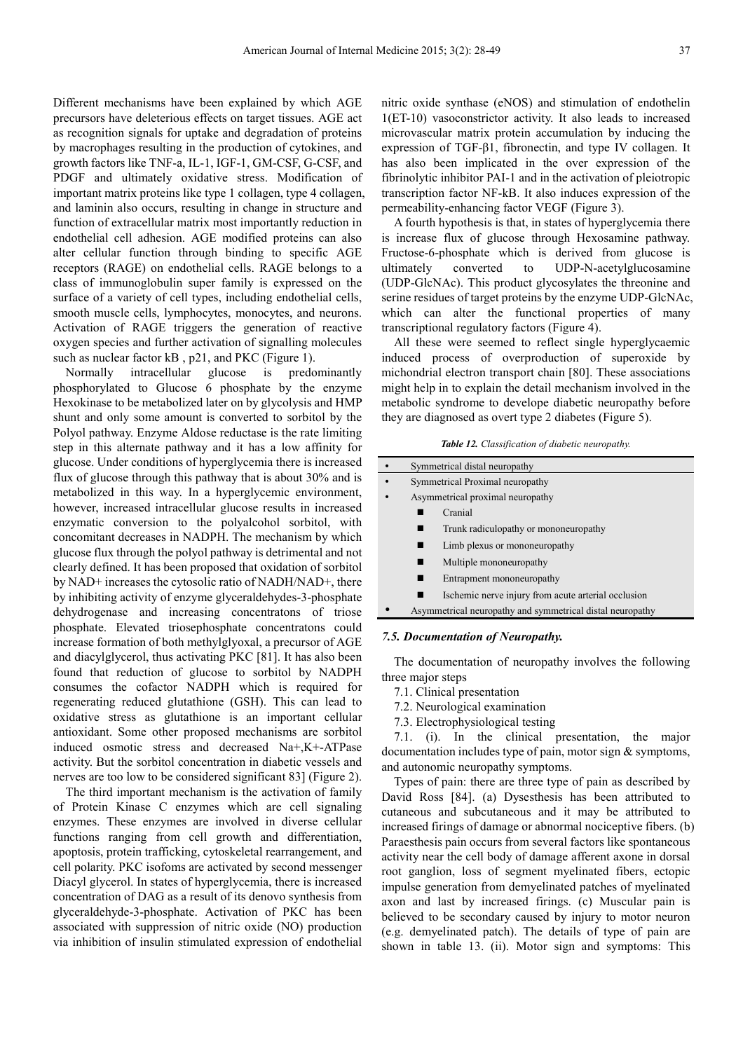Different mechanisms have been explained by which AGE precursors have deleterious effects on target tissues. AGE act as recognition signals for uptake and degradation of proteins by macrophages resulting in the production of cytokines, and growth factors like TNF-a, IL-1, IGF-1, GM-CSF, G-CSF, and PDGF and ultimately oxidative stress. Modification of important matrix proteins like type 1 collagen, type 4 collagen, and laminin also occurs, resulting in change in structure and function of extracellular matrix most importantly reduction in endothelial cell adhesion. AGE modified proteins can also alter cellular function through binding to specific AGE receptors (RAGE) on endothelial cells. RAGE belongs to a class of immunoglobulin super family is expressed on the surface of a variety of cell types, including endothelial cells, smooth muscle cells, lymphocytes, monocytes, and neurons. Activation of RAGE triggers the generation of reactive oxygen species and further activation of signalling molecules such as nuclear factor kB , p21, and PKC (Figure 1).

Normally intracellular glucose is predominantly phosphorylated to Glucose 6 phosphate by the enzyme Hexokinase to be metabolized later on by glycolysis and HMP shunt and only some amount is converted to sorbitol by the Polyol pathway. Enzyme Aldose reductase is the rate limiting step in this alternate pathway and it has a low affinity for glucose. Under conditions of hyperglycemia there is increased flux of glucose through this pathway that is about 30% and is metabolized in this way. In a hyperglycemic environment, however, increased intracellular glucose results in increased enzymatic conversion to the polyalcohol sorbitol, with concomitant decreases in NADPH. The mechanism by which glucose flux through the polyol pathway is detrimental and not clearly defined. It has been proposed that oxidation of sorbitol by NAD+ increases the cytosolic ratio of NADH/NAD+, there by inhibiting activity of enzyme glyceraldehydes-3-phosphate dehydrogenase and increasing concentratons of triose phosphate. Elevated triosephosphate concentratons could increase formation of both methylglyoxal, a precursor of AGE and diacylglycerol, thus activating PKC [81]. It has also been found that reduction of glucose to sorbitol by NADPH consumes the cofactor NADPH which is required for regenerating reduced glutathione (GSH). This can lead to oxidative stress as glutathione is an important cellular antioxidant. Some other proposed mechanisms are sorbitol induced osmotic stress and decreased Na+,K+-ATPase activity. But the sorbitol concentration in diabetic vessels and nerves are too low to be considered significant 83] (Figure 2).

The third important mechanism is the activation of family of Protein Kinase C enzymes which are cell signaling enzymes. These enzymes are involved in diverse cellular functions ranging from cell growth and differentiation, apoptosis, protein trafficking, cytoskeletal rearrangement, and cell polarity. PKC isofoms are activated by second messenger Diacyl glycerol. In states of hyperglycemia, there is increased concentration of DAG as a result of its denovo synthesis from glyceraldehyde-3-phosphate. Activation of PKC has been associated with suppression of nitric oxide (NO) production via inhibition of insulin stimulated expression of endothelial nitric oxide synthase (eNOS) and stimulation of endothelin 1(ET-10) vasoconstrictor activity. It also leads to increased microvascular matrix protein accumulation by inducing the expression of TGF-β1, fibronectin, and type IV collagen. It has also been implicated in the over expression of the fibrinolytic inhibitor PAI-1 and in the activation of pleiotropic transcription factor NF-kB. It also induces expression of the permeability-enhancing factor VEGF (Figure 3).

A fourth hypothesis is that, in states of hyperglycemia there is increase flux of glucose through Hexosamine pathway. Fructose-6-phosphate which is derived from glucose is ultimately converted to UDP-N-acetylglucosamine (UDP-GlcNAc). This product glycosylates the threonine and serine residues of target proteins by the enzyme UDP-GlcNAc, which can alter the functional properties of many transcriptional regulatory factors (Figure 4).

All these were seemed to reflect single hyperglycaemic induced process of overproduction of superoxide by michondrial electron transport chain [80]. These associations might help in to explain the detail mechanism involved in the metabolic syndrome to develope diabetic neuropathy before they are diagnosed as overt type 2 diabetes (Figure 5).

***Table 12.*** *Classification of diabetic neuropathy.*

- Symmetrical distal neuropathy
- Symmetrical Proximal neuropathy
- Asymmetrical proximal neuropathy
  - Cranial
  - Trunk radiculopathy or mononeuropathy
  - Limb plexus or mononeuropathy
  - Multiple mononeuropathy
  - Entrapment mononeuropathy
  - Ischemic nerve injury from acute arterial occlusion
- Asymmetrical neuropathy and symmetrical distal neuropathy

### *7.5. Documentation of Neuropathy.*

The documentation of neuropathy involves the following three major steps

7.1. Clinical presentation

7.2. Neurological examination

7.3. Electrophysiological testing

7.1. (i). In the clinical presentation, the major documentation includes type of pain, motor sign & symptoms, and autonomic neuropathy symptoms.

Types of pain: there are three type of pain as described by David Ross [84]. (a) Dysesthesis has been attributed to cutaneous and subcutaneous and it may be attributed to increased firings of damage or abnormal nociceptive fibers. (b) Paraesthesia pain occurs from several factors like spontaneous activity near the cell body of damage afferent axone in dorsal root ganglion, loss of segment myelinated fibers, ectopic impulse generation from demyelinated patches of myelinated axon and last by increased firings. (c) Muscular pain is believed to be secondary caused by injury to motor neuron (e.g. demyelinated patch). The details of type of pain are shown in table 13. (ii). Motor sign and symptoms: This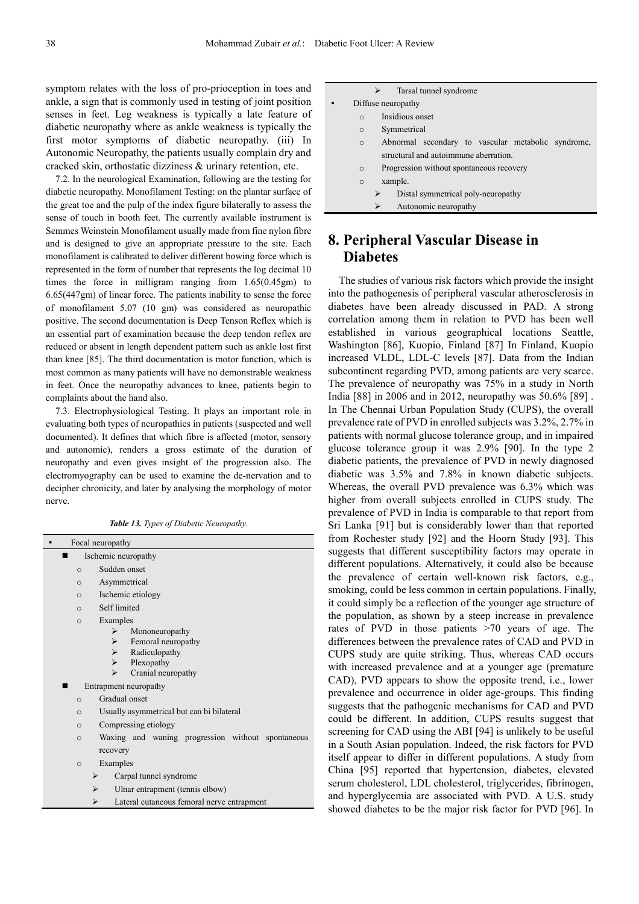symptom relates with the loss of pro-prioception in toes and ankle, a sign that is commonly used in testing of joint position senses in feet. Leg weakness is typically a late feature of diabetic neuropathy where as ankle weakness is typically the first motor symptoms of diabetic neuropathy. (iii) In Autonomic Neuropathy, the patients usually complain dry and cracked skin, orthostatic dizziness & urinary retention, etc.

7.2. In the neurological Examination, following are the testing for diabetic neuropathy. Monofilament Testing: on the plantar surface of the great toe and the pulp of the index figure bilaterally to assess the sense of touch in booth feet. The currently available instrument is Semmes Weinstein Monofilament usually made from fine nylon fibre and is designed to give an appropriate pressure to the site. Each monofilament is calibrated to deliver different bowing force which is represented in the form of number that represents the log decimal 10 times the force in milligram ranging from 1.65(0.45gm) to 6.65(447gm) of linear force. The patients inability to sense the force of monofilament 5.07 (10 gm) was considered as neuropathic positive. The second documentation is Deep Tenson Reflex which is an essential part of examination because the deep tendon reflex are reduced or absent in length dependent pattern such as ankle lost first than knee [85]. The third documentation is motor function, which is most common as many patients will have no demonstrable weakness in feet. Once the neuropathy advances to knee, patients begin to complaints about the hand also.

7.3. Electrophysiological Testing. It plays an important role in evaluating both types of neuropathies in patients (suspected and well documented). It defines that which fibre is affected (motor, sensory and autonomic), renders a gross estimate of the duration of neuropathy and even gives insight of the progression also. The electromyography can be used to examine the de-nervation and to decipher chronicity, and later by analysing the morphology of motor nerve.

***Table 13.*** *Types of Diabetic Neuropathy.*

- Focal neuropathy
  - Ischemic neuropathy
    - Sudden onset
    - Asymmetrical
    - Ischemic etiology
    - Self limited
    - Examples
      - Mononeuropathy
      - Femoral neuropathy
      - Radiculopathy
      - Plexopathy
      - Cranial neuropathy
  - Entrapment neuropathy
    - Gradual onset
    - Usually asymmetrical but can bi bilateral
    - Compressing etiology
    - Waxing and waning progression without spontaneous recovery
    - Examples
      - Carpal tunnel syndrome
      - Ulnar entrapment (tennis elbow)
      - Lateral cutaneous femoral nerve entrapment
      - Tarsal tunnel syndrome
- Diffuse neuropathy
  - Insidious onset
  - Symmetrical
  - Abnormal secondary to vascular metabolic syndrome, structural and autoimmune aberration.
  - Progression without spontaneous recovery
  - xample.
    - Distal symmetrical poly-neuropathy
    - Autonomic neuropathy

# 8. Peripheral Vascular Disease in Diabetes

The studies of various risk factors which provide the insight into the pathogenesis of peripheral vascular atherosclerosis in diabetes have been already discussed in PAD. A strong correlation among them in relation to PVD has been well established in various geographical locations Seattle, Washington [86], Kuopio, Finland [87] In Finland, Kuopio increased VLDL, LDL-C levels [87]. Data from the Indian subcontinent regarding PVD, among patients are very scarce. The prevalence of neuropathy was 75% in a study in North India [88] in 2006 and in 2012, neuropathy was 50.6% [89] . In The Chennai Urban Population Study (CUPS), the overall prevalence rate of PVD in enrolled subjects was 3.2%, 2.7% in patients with normal glucose tolerance group, and in impaired glucose tolerance group it was 2.9% [90]. In the type 2 diabetic patients, the prevalence of PVD in newly diagnosed diabetic was 3.5% and 7.8% in known diabetic subjects. Whereas, the overall PVD prevalence was 6.3% which was higher from overall subjects enrolled in CUPS study. The prevalence of PVD in India is comparable to that report from Sri Lanka [91] but is considerably lower than that reported from Rochester study [92] and the Hoorn Study [93]. This suggests that different susceptibility factors may operate in different populations. Alternatively, it could also be because the prevalence of certain well-known risk factors, e.g., smoking, could be less common in certain populations. Finally, it could simply be a reflection of the younger age structure of the population, as shown by a steep increase in prevalence rates of PVD in those patients >70 years of age. The differences between the prevalence rates of CAD and PVD in CUPS study are quite striking. Thus, whereas CAD occurs with increased prevalence and at a younger age (premature CAD), PVD appears to show the opposite trend, i.e., lower prevalence and occurrence in older age-groups. This finding suggests that the pathogenic mechanisms for CAD and PVD could be different. In addition, CUPS results suggest that screening for CAD using the ABI [94] is unlikely to be useful in a South Asian population. Indeed, the risk factors for PVD itself appear to differ in different populations. A study from China [95] reported that hypertension, diabetes, elevated serum cholesterol, LDL cholesterol, triglycerides, fibrinogen, and hyperglycemia are associated with PVD. A U.S. study showed diabetes to be the major risk factor for PVD [96]. In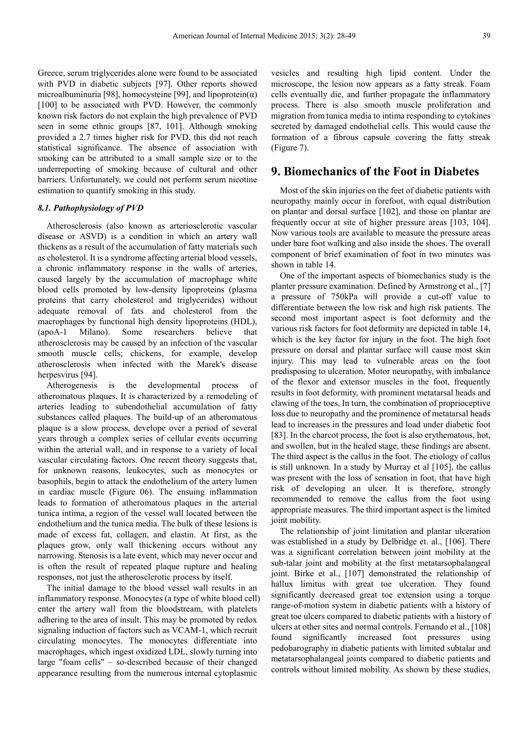Greece, serum triglycerides alone were found to be associated with PVD in diabetic subjects [97]. Other reports showed microalbuminuria [98], homocysteine [99], and lipoprotein(α) [100] to be associated with PVD. However, the commonly known risk factors do not explain the high prevalence of PVD seen in some ethnic groups [87, 101]. Although smoking provided a 2.7 times higher risk for PVD, this did not reach statistical significance. The absence of association with smoking can be attributed to a small sample size or to the underreporting of smoking because of cultural and other barriers. Unfortunately, we could not perform serum nicotine estimation to quantify smoking in this study.

### 8.1. Pathophysiology of PVD

Atherosclerosis (also known as arteriosclerotic vascular disease or ASVD) is a condition in which an artery wall thickens as a result of the accumulation of fatty materials such as cholesterol. It is a syndrome affecting arterial blood vessels, a chronic inflammatory response in the walls of arteries, caused largely by the accumulation of macrophage white blood cells promoted by low-density lipoproteins (plasma proteins that carry cholesterol and triglycerides) without adequate removal of fats and cholesterol from the macrophages by functional high density lipoproteins (HDL), (apoA-1 Milano). Some researchers believe that atherosclerosis may be caused by an infection of the vascular smooth muscle cells; chickens, for example, develop atherosclerosis when infected with the Marek's disease herpesvirus [94].

Atherogenesis is the developmental process of atheromatous plaques. It is characterized by a remodeling of arteries leading to subendothelial accumulation of fatty substances called plaques. The build-up of an atheromatous plaque is a slow process, develope over a period of several years through a complex series of cellular events occurring within the arterial wall, and in response to a variety of local vascular circulating factors. One recent theory suggests that, for unknown reasons, leukocytes, such as monocytes or basophils, begin to attack the endothelium of the artery lumen in cardiac muscle (Figure 06). The ensuing inflammation leads to formation of atheromatous plaques in the arterial tunica intima, a region of the vessel wall located between the endothelium and the tunica media. The bulk of these lesions is made of excess fat, collagen, and elastin. At first, as the plaques grow, only wall thickening occurs without any narrowing. Stenosis is a late event, which may never occur and is often the result of repeated plaque rupture and healing responses, not just the atherosclerotic process by itself.

The initial damage to the blood vessel wall results in an inflammatory response. Monocytes (a type of white blood cell) enter the artery wall from the bloodstream, with platelets adhering to the area of insult. This may be promoted by redox signaling induction of factors such as VCAM-1, which recruit circulating monocytes. The monocytes differentiate into macrophages, which ingest oxidized LDL, slowly turning into large "foam cells" – so-described because of their changed appearance resulting from the numerous internal cytoplasmic vesicles and resulting high lipid content. Under the microscope, the lesion now appears as a fatty streak. Foam cells eventually die, and further propagate the inflammatory process. There is also smooth muscle proliferation and migration from tunica media to intima responding to cytokines secreted by damaged endothelial cells. This would cause the formation of a fibrous capsule covering the fatty streak (Figure 7).

## 9. Biomechanics of the Foot in Diabetes

Most of the skin injuries on the feet of diabetic patients with neuropathy mainly occur in forefoot, with equal distribution on plantar and dorsal surface [102], and those on plantar are frequently occur at site of higher pressure areas [103, 104]. Now various tools are available to measure the pressure areas under bare foot walking and also inside the shoes. The overall component of brief examination of foot in two minutes was shown in table 14.

One of the important aspects of biomechanics study is the planter pressure examination. Defined by Armstrong et al., [7] a pressure of 750kPa will provide a cut-off value to differentiate between the low risk and high risk patients. The second most important aspect is foot deformity and the various risk factors for foot deformity are depicted in table 14, which is the key factor for injury in the foot. The high foot pressure on dorsal and plantar surface will cause most skin injury. This may lead to vulnerable areas on the foot predisposing to ulceration. Motor neuropathy, with imbalance of the flexor and extensor muscles in the foot, frequently results in foot deformity, with prominent metatarsal heads and clawing of the toes, In turn, the combination of proprioceptive loss due to neuropathy and the prominence of metatarsal heads lead to increases in the pressures and load under diabetic foot [83]. In the charcot process, the foot is also erythematous, hot, and swollen, but in the healed stage, these findings are absent. The third aspect is the callus in the foot. The etiology of callus is still unknown. In a study by Murray et al [105], the callus was present with the loss of sensation in foot, that have high risk of developing an ulcer. It is therefore, strongly recommended to remove the callus from the foot using appropriate measures. The third important aspect is the limited joint mobility.

The relationship of joint limitation and plantar ulceration was established in a study by Delbridge et. al., [106]. There was a significant correlation between joint mobility at the sub-talar joint and mobility at the first metatarsophalangeal joint. Birke et al., [107] demonstrated the relationship of hallux limitus with great toe ulceration. They found significantly decreased great toe extension using a torque range-of-motion system in diabetic patients with a history of great toe ulcers compared to diabetic patients with a history of ulcers at other sites and normal controls. Fernando et al., [108] found significantly increased foot pressures using pedobarography in diabetic patients with limited subtalar and metatarsophalangeal joints compared to diabetic patients and controls without limited mobility. As shown by these studies,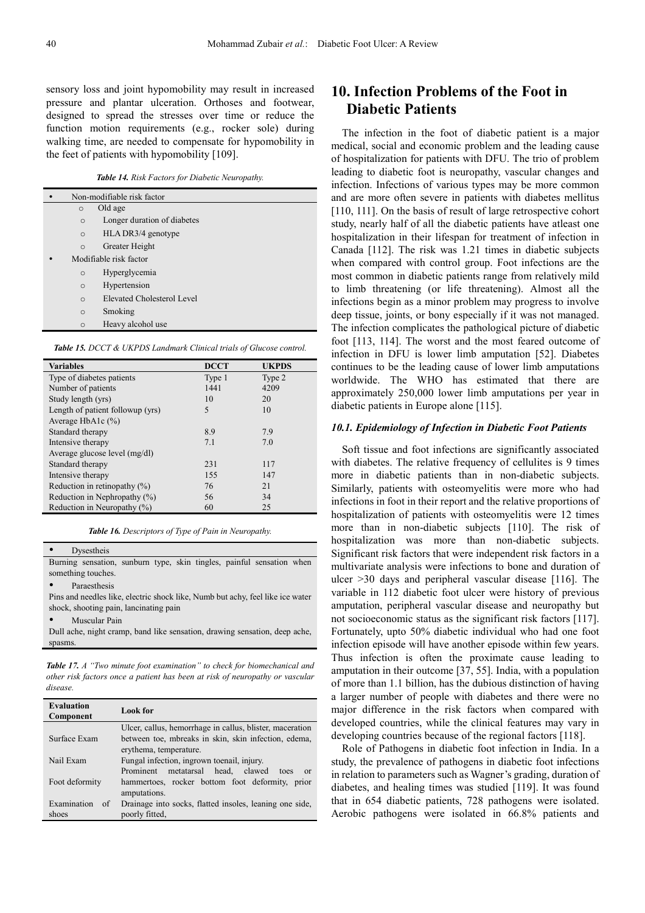sensory loss and joint hypomobility may result in increased pressure and plantar ulceration. Orthoses and footwear, designed to spread the stresses over time or reduce the function motion requirements (e.g., rocker sole) during walking time, are needed to compensate for hypomobility in the feet of patients with hypomobility [109].

*Table 14. Risk Factors for Diabetic Neuropathy.*

- Non-modifiable risk factor
  - Old age
  - Longer duration of diabetes
  - HLA DR3/4 genotype
  - Greater Height
- Modifiable risk factor
  - Hyperglycemia
  - Hypertension
  - Elevated Cholesterol Level
  - Smoking
  - Heavy alcohol use

*Table 15. DCCT & UKPDS Landmark Clinical trials of Glucose control.*

| Variables | DCCT | UKPDS |
|---|---|---|
| Type of diabetes patients | Type 1 | Type 2 |
| Number of patients | 1441 | 4209 |
| Study length (yrs) | 10 | 20 |
| Length of patient followup (yrs) | 5 | 10 |
| Average HbA1c (%) | | |
| Standard therapy | 8.9 | 7.9 |
| Intensive therapy | 7.1 | 7.0 |
| Average glucose level (mg/dl) | | |
| Standard therapy | 231 | 117 |
| Intensive therapy | 155 | 147 |
| Reduction in retinopathy (%) | 76 | 21 |
| Reduction in Nephropathy (%) | 56 | 34 |
| Reduction in Neuropathy (%) | 60 | 25 |

*Table 16. Descriptors of Type of Pain in Neuropathy.*

- Dysestheis

Burning sensation, sunburn type, skin tingles, painful sensation when something touches.

- Paraesthesis

Pins and needles like, electric shock like, Numb but achy, feel like ice water shock, shooting pain, lancinating pain

- Muscular Pain

Dull ache, night cramp, band like sensation, drawing sensation, deep ache, spasms.

*Table 17. A "Two minute foot examination" to check for biomechanical and other risk factors once a patient has been at risk of neuropathy or vascular disease.*

| Evaluation Component | Look for |
|---|---|
| Surface Exam | Ulcer, callus, hemorrhage in callus, blister, maceration between toe, mbreaks in skin, skin infection, edema, erythema, temperature. |
| Nail Exam | Fungal infection, ingrown toenail, injury. |
| Foot deformity | Prominent metatarsal head, clawed toes or hammertoes, rocker bottom foot deformity, prior amputations. |
| Examination of shoes | Drainage into socks, flatted insoles, leaning one side, poorly fitted, |

# 10. Infection Problems of the Foot in Diabetic Patients

The infection in the foot of diabetic patient is a major medical, social and economic problem and the leading cause of hospitalization for patients with DFU. The trio of problem leading to diabetic foot is neuropathy, vascular changes and infection. Infections of various types may be more common and are more often severe in patients with diabetes mellitus [110, 111]. On the basis of result of large retrospective cohort study, nearly half of all the diabetic patients have atleast one hospitalization in their lifespan for treatment of infection in Canada [112]. The risk was 1.21 times in diabetic subjects when compared with control group. Foot infections are the most common in diabetic patients range from relatively mild to limb threatening (or life threatening). Almost all the infections begin as a minor problem may progress to involve deep tissue, joints, or bony especially if it was not managed. The infection complicates the pathological picture of diabetic foot [113, 114]. The worst and the most feared outcome of infection in DFU is lower limb amputation [52]. Diabetes continues to be the leading cause of lower limb amputations worldwide. The WHO has estimated that there are approximately 250,000 lower limb amputations per year in diabetic patients in Europe alone [115].

## 10.1. Epidemiology of Infection in Diabetic Foot Patients

Soft tissue and foot infections are significantly associated with diabetes. The relative frequency of cellulites is 9 times more in diabetic patients than in non-diabetic subjects. Similarly, patients with osteomyelitis were more who had infections in foot in their report and the relative proportions of hospitalization of patients with osteomyelitis were 12 times more than in non-diabetic subjects [110]. The risk of hospitalization was more than non-diabetic subjects. Significant risk factors that were independent risk factors in a multivariate analysis were infections to bone and duration of ulcer >30 days and peripheral vascular disease [116]. The variable in 112 diabetic foot ulcer were history of previous amputation, peripheral vascular disease and neuropathy but not socioeconomic status as the significant risk factors [117]. Fortunately, upto 50% diabetic individual who had one foot infection episode will have another episode within few years. Thus infection is often the proximate cause leading to amputation in their outcome [37, 55]. India, with a population of more than 1.1 billion, has the dubious distinction of having a larger number of people with diabetes and there were no major difference in the risk factors when compared with developed countries, while the clinical features may vary in developing countries because of the regional factors [118].

Role of Pathogens in diabetic foot infection in India. In a study, the prevalence of pathogens in diabetic foot infections in relation to parameters such as Wagner's grading, duration of diabetes, and healing times was studied [119]. It was found that in 654 diabetic patients, 728 pathogens were isolated. Aerobic pathogens were isolated in 66.8% patients and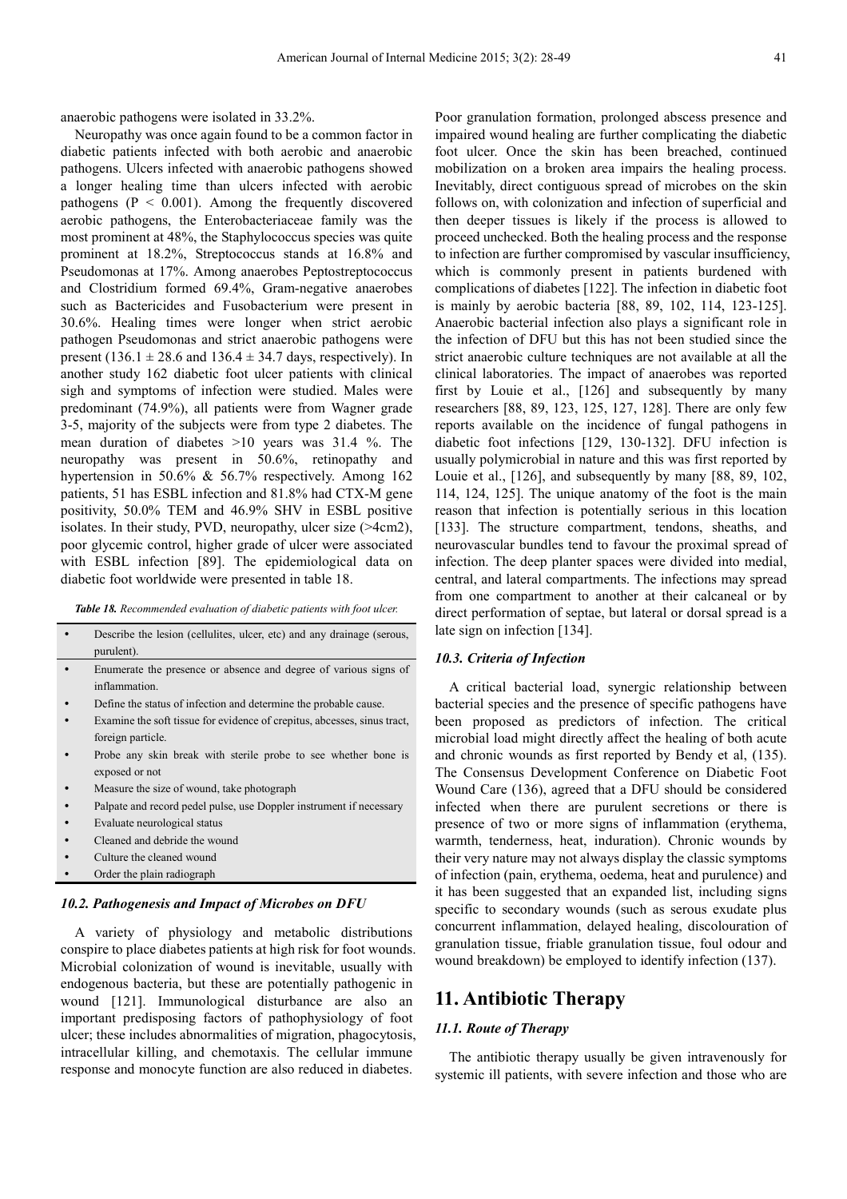anaerobic pathogens were isolated in 33.2%.

Neuropathy was once again found to be a common factor in diabetic patients infected with both aerobic and anaerobic pathogens. Ulcers infected with anaerobic pathogens showed a longer healing time than ulcers infected with aerobic pathogens ($P < 0.001$). Among the frequently discovered aerobic pathogens, the Enterobacteriaceae family was the most prominent at 48%, the Staphylococcus species was quite prominent at 18.2%, Streptococcus stands at 16.8% and Pseudomonas at 17%. Among anaerobes Peptostreptococcus and Clostridium formed 69.4%, Gram-negative anaerobes such as Bactericides and Fusobacterium were present in 30.6%. Healing times were longer when strict aerobic pathogen Pseudomonas and strict anaerobic pathogens were present ($136.1 \pm 28.6$ and $136.4 \pm 34.7$ days, respectively). In another study 162 diabetic foot ulcer patients with clinical sigh and symptoms of infection were studied. Males were predominant (74.9%), all patients were from Wagner grade 3-5, majority of the subjects were from type 2 diabetes. The mean duration of diabetes >10 years was 31.4 %. The neuropathy was present in 50.6%, retinopathy and hypertension in 50.6% & 56.7% respectively. Among 162 patients, 51 has ESBL infection and 81.8% had CTX-M gene positivity, 50.0% TEM and 46.9% SHV in ESBL positive isolates. In their study, PVD, neuropathy, ulcer size (>4cm2), poor glycemic control, higher grade of ulcer were associated with ESBL infection [89]. The epidemiological data on diabetic foot worldwide were presented in table 18.

*Table 18. Recommended evaluation of diabetic patients with foot ulcer.*

- Describe the lesion (cellulites, ulcer, etc) and any drainage (serous, purulent).
- Enumerate the presence or absence and degree of various signs of inflammation.
- Define the status of infection and determine the probable cause.
- Examine the soft tissue for evidence of crepitus, abcesses, sinus tract, foreign particle.
- Probe any skin break with sterile probe to see whether bone is exposed or not
- Measure the size of wound, take photograph
- Palpate and record pedel pulse, use Doppler instrument if necessary
- Evaluate neurological status
- Cleaned and debride the wound
- Culture the cleaned wound
- Order the plain radiograph

### 10.2. Pathogenesis and Impact of Microbes on DFU

A variety of physiology and metabolic distributions conspire to place diabetes patients at high risk for foot wounds. Microbial colonization of wound is inevitable, usually with endogenous bacteria, but these are potentially pathogenic in wound [121]. Immunological disturbance are also an important predisposing factors of pathophysiology of foot ulcer; these includes abnormalities of migration, phagocytosis, intracellular killing, and chemotaxis. The cellular immune response and monocyte function are also reduced in diabetes. Poor granulation formation, prolonged abscess presence and impaired wound healing are further complicating the diabetic foot ulcer. Once the skin has been breached, continued mobilization on a broken area impairs the healing process. Inevitably, direct contiguous spread of microbes on the skin follows on, with colonization and infection of superficial and then deeper tissues is likely if the process is allowed to proceed unchecked. Both the healing process and the response to infection are further compromised by vascular insufficiency, which is commonly present in patients burdened with complications of diabetes [122]. The infection in diabetic foot is mainly by aerobic bacteria [88, 89, 102, 114, 123-125]. Anaerobic bacterial infection also plays a significant role in the infection of DFU but this has not been studied since the strict anaerobic culture techniques are not available at all the clinical laboratories. The impact of anaerobes was reported first by Louie et al., [126] and subsequently by many researchers [88, 89, 123, 125, 127, 128]. There are only few reports available on the incidence of fungal pathogens in diabetic foot infections [129, 130-132]. DFU infection is usually polymicrobial in nature and this was first reported by Louie et al., [126], and subsequently by many [88, 89, 102, 114, 124, 125]. The unique anatomy of the foot is the main reason that infection is potentially serious in this location [133]. The structure compartment, tendons, sheaths, and neurovascular bundles tend to favour the proximal spread of infection. The deep planter spaces were divided into medial, central, and lateral compartments. The infections may spread from one compartment to another at their calcaneal or by direct performation of septae, but lateral or dorsal spread is a late sign on infection [134].

### 10.3. Criteria of Infection

A critical bacterial load, synergic relationship between bacterial species and the presence of specific pathogens have been proposed as predictors of infection. The critical microbial load might directly affect the healing of both acute and chronic wounds as first reported by Bendy et al, (135). The Consensus Development Conference on Diabetic Foot Wound Care (136), agreed that a DFU should be considered infected when there are purulent secretions or there is presence of two or more signs of inflammation (erythema, warmth, tenderness, heat, induration). Chronic wounds by their very nature may not always display the classic symptoms of infection (pain, erythema, oedema, heat and purulence) and it has been suggested that an expanded list, including signs specific to secondary wounds (such as serous exudate plus concurrent inflammation, delayed healing, discolouration of granulation tissue, friable granulation tissue, foul odour and wound breakdown) be employed to identify infection (137).

## 11. Antibiotic Therapy

### 11.1. Route of Therapy

The antibiotic therapy usually be given intravenously for systemic ill patients, with severe infection and those who are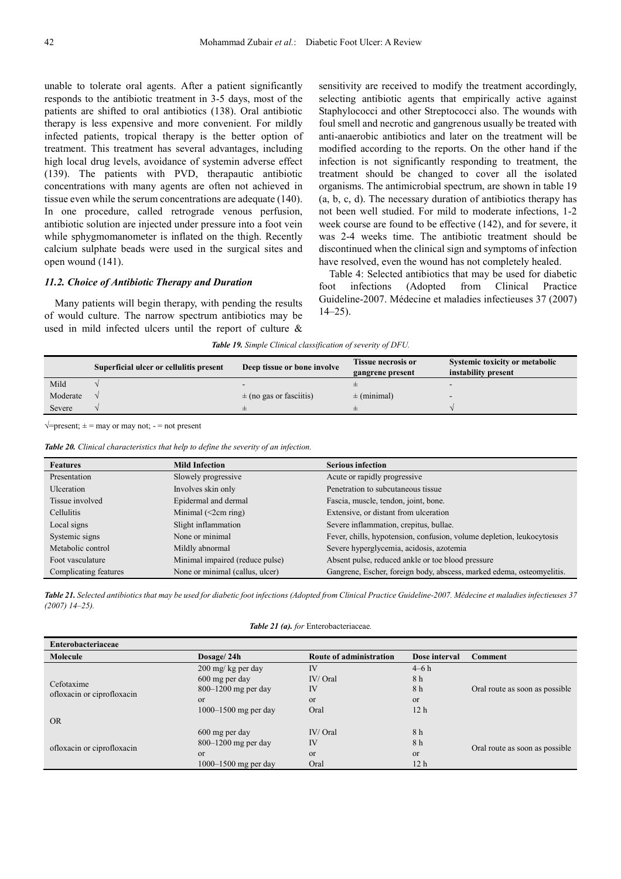unable to tolerate oral agents. After a patient significantly responds to the antibiotic treatment in 3-5 days, most of the patients are shifted to oral antibiotics (138). Oral antibiotic therapy is less expensive and more convenient. For mildly infected patients, tropical therapy is the better option of treatment. This treatment has several advantages, including high local drug levels, avoidance of systemin adverse effect (139). The patients with PVD, therapautic antibiotic concentrations with many agents are often not achieved in tissue even while the serum concentrations are adequate (140). In one procedure, called retrograde venous perfusion, antibiotic solution are injected under pressure into a foot vein while sphygmomanometer is inflated on the thigh. Recently calcium sulphate beads were used in the surgical sites and open wound (141).

### *11.2. Choice of Antibiotic Therapy and Duration*

Many patients will begin therapy, with pending the results of would culture. The narrow spectrum antibiotics may be used in mild infected ulcers until the report of culture & sensitivity are received to modify the treatment accordingly, selecting antibiotic agents that empirically active against Staphylococci and other Streptococci also. The wounds with foul smell and necrotic and gangrenous usually be treated with anti-anaerobic antibiotics and later on the treatment will be modified according to the reports. On the other hand if the infection is not significantly responding to treatment, the treatment should be changed to cover all the isolated organisms. The antimicrobial spectrum, are shown in table 19 (a, b, c, d). The necessary duration of antibiotics therapy has not been well studied. For mild to moderate infections, 1-2 week course are found to be effective (142), and for severe, it was 2-4 weeks time. The antibiotic treatment should be discontinued when the clinical sign and symptoms of infection have resolved, even the wound has not completely healed.

Table 4: Selected antibiotics that may be used for diabetic foot infections (Adopted from Clinical Practice Guideline-2007. Médecine et maladies infectieuses 37 (2007) 14–25).

***Table 19.*** *Simple Clinical classification of severity of DFU.*

| | Superficial ulcer or cellulitis present | Deep tissue or bone involve | Tissue necrosis or gangrene present | Systemic toxicity or metabolic instability present |
|---|---|---|---|---|
| Mild | √ | - | ± | - |
| Moderate | √ | ± (no gas or fasciitis) | ± (minimal) | - |
| Severe | √ | ± | ± | √ |

√=present; ± = may or may not; - = not present

***Table 20.*** *Clinical characteristics that help to define the severity of an infection.*

| Features | Mild Infection | Serious infection |
|---|---|---|
| Presentation | Slowely progressive | Acute or rapidly progressive |
| Ulceration | Involves skin only | Penetration to subcutaneous tissue |
| Tissue involved | Epidermal and dermal | Fascia, muscle, tendon, joint, bone. |
| Cellulitis | Minimal (<2cm ring) | Extensive, or distant from ulceration |
| Local signs | Slight inflammation | Severe inflammation, crepitus, bullae. |
| Systemic signs | None or minimal | Fever, chills, hypotension, confusion, volume depletion, leukocytosis |
| Metabolic control | Mildly abnormal | Severe hyperglycemia, acidosis, azotemia |
| Foot vasculature | Minimal impaired (reduce pulse) | Absent pulse, reduced ankle or toe blood pressure |
| Complicating features | None or minimal (callus, ulcer) | Gangrene, Escher, foreign body, abscess, marked edema, osteomyelitis. |

***Table 21.*** *Selected antibiotics that may be used for diabetic foot infections (Adopted from Clinical Practice Guideline-2007. Médecine et maladies infectieuses 37 (2007) 14–25).*

***Table 21 (a).*** *for* Enterobacteriaceae*.*

| Enterobacteriaceae | | | | |
|---|---|---|---|---|
| **Molecule** | **Dosage/ 24h** | **Route of administration** | **Dose interval** | **Comment** |
| Cefotaxime<br>ofloxacin or ciprofloxacin | 200 mg/ kg per day<br>600 mg per day<br>800–1200 mg per day<br>or<br>1000–1500 mg per day | IV<br>IV/ Oral<br>IV<br>or<br>Oral | 4–6 h<br>8 h<br>8 h<br>or<br>12 h | Oral route as soon as possible |
| OR | | | | |
| ofloxacin or ciprofloxacin | 600 mg per day<br>800–1200 mg per day<br>or<br>1000–1500 mg per day | IV/ Oral<br>IV<br>or<br>Oral | 8 h<br>8 h<br>or<br>12 h | Oral route as soon as possible |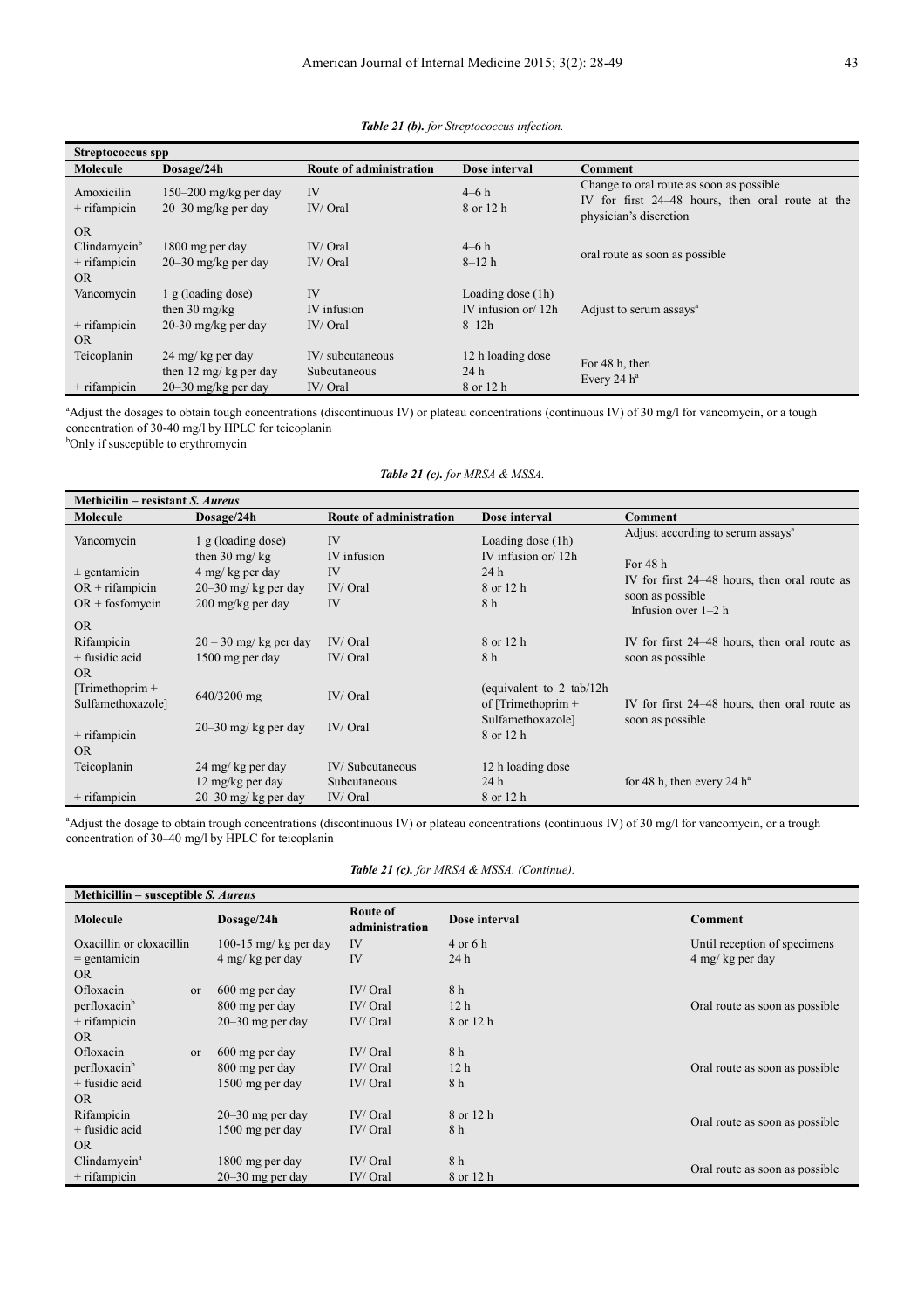*Table 21 (b). for Streptococcus infection.*

| Streptococcus spp | | | | |
|---|---|---|---|---|
| **Molecule** | **Dosage/24h** | **Route of administration** | **Dose interval** | **Comment** |
| Amoxicilin<br>+ rifampicin | 150–200 mg/kg per day<br>20–30 mg/kg per day | IV<br>IV/ Oral | 4–6 h<br>8 or 12 h | Change to oral route as soon as possible<br>IV for first 24–48 hours, then oral route at the physician's discretion |
| OR | | | | |
| Clindamycin[b]<br>+ rifampicin | 1800 mg per day<br>20–30 mg/kg per day | IV/ Oral<br>IV/ Oral | 4–6 h<br>8–12 h | oral route as soon as possible |
| OR | | | | |
| Vancomycin<br><br>+ rifampicin | 1 g (loading dose)<br>then 30 mg/kg<br>20-30 mg/kg per day | IV<br>IV infusion<br>IV/ Oral | Loading dose (1h)<br>IV infusion or/ 12h<br>8–12h | Adjust to serum assays[a] |
| OR | | | | |
| Teicoplanin<br><br>+ rifampicin | 24 mg/ kg per day<br>then 12 mg/ kg per day<br>20–30 mg/kg per day | IV/ subcutaneous<br>Subcutaneous<br>IV/ Oral | 12 h loading dose<br>24 h<br>8 or 12 h | For 48 h, then<br>Every 24 h[a] |

[a]Adjust the dosages to obtain tough concentrations (discontinuous IV) or plateau concentrations (continuous IV) of 30 mg/l for vancomycin, or a tough concentration of 30-40 mg/l by HPLC for teicoplanin

[b]Only if susceptible to erythromycin

*Table 21 (c). for MRSA & MSSA.*

| Methicilin – resistant *S. Aureus* | | | | |
|---|---|---|---|---|
| **Molecule** | **Dosage/24h** | **Route of administration** | **Dose interval** | **Comment** |
| Vancomycin<br><br>± gentamicin<br>OR + rifampicin<br>OR + fosfomycin | 1 g (loading dose)<br>then 30 mg/ kg<br>4 mg/ kg per day<br>20–30 mg/ kg per day<br>200 mg/kg per day | IV<br>IV infusion<br>IV<br>IV/ Oral<br>IV | Loading dose (1h)<br>IV infusion or/ 12h<br>24 h<br>8 or 12 h<br>8 h | Adjust according to serum assays[a]<br><br>For 48 h<br>IV for first 24–48 hours, then oral route as soon as possible<br>Infusion over 1–2 h |
| OR | | | | |
| Rifampicin<br>+ fusidic acid | 20 – 30 mg/ kg per day<br>1500 mg per day | IV/ Oral<br>IV/ Oral | 8 or 12 h<br>8 h | IV for first 24–48 hours, then oral route as soon as possible |
| OR | | | | |
| [Trimethoprim + Sulfamethoxazole]<br><br>+ rifampicin | 640/3200 mg<br><br>20–30 mg/ kg per day | IV/ Oral<br><br>IV/ Oral | (equivalent to 2 tab/12h of [Trimethoprim + Sulfamethoxazole]<br>8 or 12 h | IV for first 24–48 hours, then oral route as soon as possible |
| OR | | | | |
| Teicoplanin<br><br>+ rifampicin | 24 mg/ kg per day<br>12 mg/kg per day<br>20–30 mg/ kg per day | IV/ Subcutaneous<br>Subcutaneous<br>IV/ Oral | 12 h loading dose<br>24 h<br>8 or 12 h | for 48 h, then every 24 h[a] |

[a]Adjust the dosage to obtain trough concentrations (discontinuous IV) or plateau concentrations (continuous IV) of 30 mg/l for vancomycin, or a trough concentration of 30–40 mg/l by HPLC for teicoplanin

*Table 21 (c). for MRSA & MSSA. (Continue).*

| Methicillin – susceptible *S. Aureus* | | | | |
|---|---|---|---|---|
| **Molecule** | **Dosage/24h** | **Route of administration** | **Dose interval** | **Comment** |
| Oxacillin or cloxacillin<br>= gentamicin | 100-15 mg/ kg per day<br>4 mg/ kg per day | IV<br>IV | 4 or 6 h<br>24 h | Until reception of specimens<br>4 mg/ kg per day |
| OR | | | | |
| Ofloxacin or perfloxacin[b]<br>+ rifampicin | 600 mg per day<br>800 mg per day<br>20–30 mg per day | IV/ Oral<br>IV/ Oral<br>IV/ Oral | 8 h<br>12 h<br>8 or 12 h | Oral route as soon as possible |
| OR | | | | |
| Ofloxacin or perfloxacin[b]<br>+ fusidic acid | 600 mg per day<br>800 mg per day<br>1500 mg per day | IV/ Oral<br>IV/ Oral<br>IV/ Oral | 8 h<br>12 h<br>8 h | Oral route as soon as possible |
| OR | | | | |
| Rifampicin<br>+ fusidic acid | 20–30 mg per day<br>1500 mg per day | IV/ Oral<br>IV/ Oral | 8 or 12 h<br>8 h | Oral route as soon as possible |
| OR | | | | |
| Clindamycin[a]<br>+ rifampicin | 1800 mg per day<br>20–30 mg per day | IV/ Oral<br>IV/ Oral | 8 h<br>8 or 12 h | Oral route as soon as possible |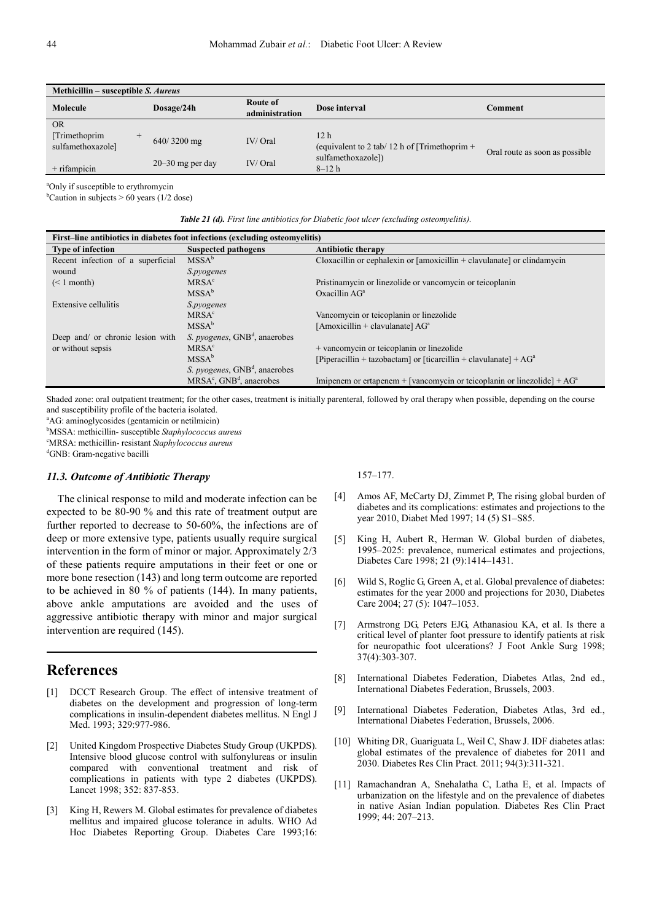| Methicillin – susceptible *S. Aureus* | | | | |
| --- | --- | --- | --- | --- |
| **Molecule** | **Dosage/24h** | **Route of administration** | **Dose interval** | **Comment** |
| OR [Trimethoprim + sulfamethoxazole] | 640/ 3200 mg | IV/ Oral | 12 h (equivalent to 2 tab/ 12 h of [Trimethoprim + sulfamethoxazole]) | Oral route as soon as possible |
| + rifampicin | 20–30 mg per day | IV/ Oral | 8–12 h | |

[a]Only if susceptible to erythromycin

[b]Caution in subjects > 60 years (1/2 dose)

***Table 21 (d).*** *First line antibiotics for Diabetic foot ulcer (excluding osteomyelitis).*

| First–line antibiotics in diabetes foot infections (excluding osteomyelitis) | | |
| --- | --- | --- |
| **Type of infection** | **Suspected pathogens** | **Antibiotic therapy** |
| Recent infection of a superficial wound | MSSA[b] *S.pyogenes* | Cloxacillin or cephalexin or [amoxicillin + clavulanate] or clindamycin |
| (< 1 month) | MRSA[c] | Pristinamycin or linezolide or vancomycin or teicoplanin |
| | MSSA[b] | Oxacillin AG[a] |
| Extensive cellulitis | *S.pyogenes* | |
| | MRSA[c] | Vancomycin or teicoplanin or linezolide |
| | MSSA[b] | [Amoxicillin + clavulanate] AG[a] |
| Deep and/ or chronic lesion with or without sepsis | *S. pyogenes*, GNB[d], anaerobes | |
| | MRSA[c] | + vancomycin or teicoplanin or linezolide |
| | MSSA[b] | [Piperacillin + tazobactam] or [ticarcillin + clavulanate] + AG[a] |
| | *S. pyogenes*, GNB[d], anaerobes | |
| | MRSA[c], GNB[d], anaerobes | Imipenem or ertapenem + [vancomycin or teicoplanin or linezolide] + AG[a] |

Shaded zone: oral outpatient treatment; for the other cases, treatment is initially parenteral, followed by oral therapy when possible, depending on the course and susceptibility profile of the bacteria isolated.

[a]AG: aminoglycosides (gentamicin or netilmicin)

[b]MSSA: methicillin- susceptible *Staphylococcus aureus*

[c]MRSA: methicillin- resistant *Staphylococcus aureus*

[d]GNB: Gram-negative bacilli

### *11.3. Outcome of Antibiotic Therapy*

The clinical response to mild and moderate infection can be expected to be 80-90 % and this rate of treatment output are further reported to decrease to 50-60%, the infections are of deep or more extensive type, patients usually require surgical intervention in the form of minor or major. Approximately 2/3 of these patients require amputations in their feet or one or more bone resection (143) and long term outcome are reported to be achieved in 80 % of patients (144). In many patients, above ankle amputations are avoided and the uses of aggressive antibiotic therapy with minor and major surgical intervention are required (145).

## References

[1] DCCT Research Group. The effect of intensive treatment of diabetes on the development and progression of long-term complications in insulin-dependent diabetes mellitus. N Engl J Med. 1993; 329:977-986.

[2] United Kingdom Prospective Diabetes Study Group (UKPDS). Intensive blood glucose control with sulfonylureas or insulin compared with conventional treatment and risk of complications in patients with type 2 diabetes (UKPDS). Lancet 1998; 352: 837-853.

[3] King H, Rewers M. Global estimates for prevalence of diabetes mellitus and impaired glucose tolerance in adults. WHO Ad Hoc Diabetes Reporting Group. Diabetes Care 1993;16: 157–177.

[4] Amos AF, McCarty DJ, Zimmet P, The rising global burden of diabetes and its complications: estimates and projections to the year 2010, Diabet Med 1997; 14 (5) S1–S85.

[5] King H, Aubert R, Herman W. Global burden of diabetes, 1995–2025: prevalence, numerical estimates and projections, Diabetes Care 1998; 21 (9):1414–1431.

[6] Wild S, Roglic G, Green A, et al. Global prevalence of diabetes: estimates for the year 2000 and projections for 2030, Diabetes Care 2004; 27 (5): 1047–1053.

[7] Armstrong DG, Peters EJG, Athanasiou KA, et al. Is there a critical level of planter foot pressure to identify patients at risk for neuropathic foot ulcerations? J Foot Ankle Surg 1998; 37(4):303-307.

[8] International Diabetes Federation, Diabetes Atlas, 2nd ed., International Diabetes Federation, Brussels, 2003.

[9] International Diabetes Federation, Diabetes Atlas, 3rd ed., International Diabetes Federation, Brussels, 2006.

[10] Whiting DR, Guariguata L, Weil C, Shaw J. IDF diabetes atlas: global estimates of the prevalence of diabetes for 2011 and 2030. Diabetes Res Clin Pract. 2011; 94(3):311-321.

[11] Ramachandran A, Snehalatha C, Latha E, et al. Impacts of urbanization on the lifestyle and on the prevalence of diabetes in native Asian Indian population. Diabetes Res Clin Pract 1999; 44: 207–213.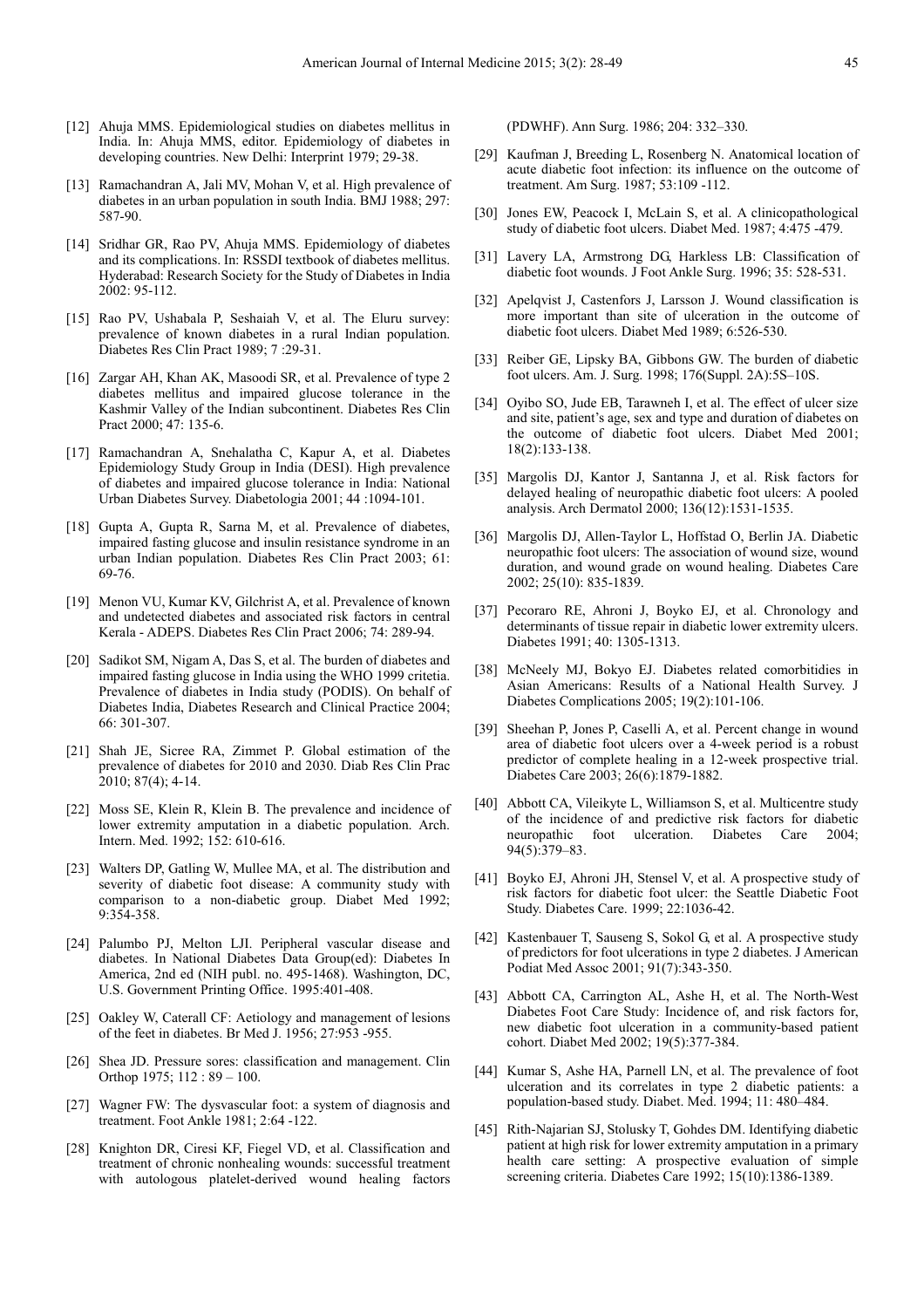[12] Ahuja MMS. Epidemiological studies on diabetes mellitus in India. In: Ahuja MMS, editor. Epidemiology of diabetes in developing countries. New Delhi: Interprint 1979; 29-38.

[13] Ramachandran A, Jali MV, Mohan V, et al. High prevalence of diabetes in an urban population in south India. BMJ 1988; 297: 587-90.

[14] Sridhar GR, Rao PV, Ahuja MMS. Epidemiology of diabetes and its complications. In: RSSDI textbook of diabetes mellitus. Hyderabad: Research Society for the Study of Diabetes in India 2002: 95-112.

[15] Rao PV, Ushabala P, Seshaiah V, et al. The Eluru survey: prevalence of known diabetes in a rural Indian population. Diabetes Res Clin Pract 1989; 7 :29-31.

[16] Zargar AH, Khan AK, Masoodi SR, et al. Prevalence of type 2 diabetes mellitus and impaired glucose tolerance in the Kashmir Valley of the Indian subcontinent. Diabetes Res Clin Pract 2000; 47: 135-6.

[17] Ramachandran A, Snehalatha C, Kapur A, et al. Diabetes Epidemiology Study Group in India (DESI). High prevalence of diabetes and impaired glucose tolerance in India: National Urban Diabetes Survey. Diabetologia 2001; 44 :1094-101.

[18] Gupta A, Gupta R, Sarna M, et al. Prevalence of diabetes, impaired fasting glucose and insulin resistance syndrome in an urban Indian population. Diabetes Res Clin Pract 2003; 61: 69-76.

[19] Menon VU, Kumar KV, Gilchrist A, et al. Prevalence of known and undetected diabetes and associated risk factors in central Kerala - ADEPS. Diabetes Res Clin Pract 2006; 74: 289-94.

[20] Sadikot SM, Nigam A, Das S, et al. The burden of diabetes and impaired fasting glucose in India using the WHO 1999 critetia. Prevalence of diabetes in India study (PODIS). On behalf of Diabetes India, Diabetes Research and Clinical Practice 2004; 66: 301-307.

[21] Shah JE, Sicree RA, Zimmet P. Global estimation of the prevalence of diabetes for 2010 and 2030. Diab Res Clin Prac 2010; 87(4); 4-14.

[22] Moss SE, Klein R, Klein B. The prevalence and incidence of lower extremity amputation in a diabetic population. Arch. Intern. Med. 1992; 152: 610-616.

[23] Walters DP, Gatling W, Mullee MA, et al. The distribution and severity of diabetic foot disease: A community study with comparison to a non-diabetic group. Diabet Med 1992; 9:354-358.

[24] Palumbo PJ, Melton LJI. Peripheral vascular disease and diabetes. In National Diabetes Data Group(ed): Diabetes In America, 2nd ed (NIH publ. no. 495-1468). Washington, DC, U.S. Government Printing Office. 1995:401-408.

[25] Oakley W, Caterall CF: Aetiology and management of lesions of the feet in diabetes. Br Med J. 1956; 27:953 -955.

[26] Shea JD. Pressure sores: classification and management. Clin Orthop 1975; 112 : 89 – 100.

[27] Wagner FW: The dysvascular foot: a system of diagnosis and treatment. Foot Ankle 1981; 2:64 -122.

[28] Knighton DR, Ciresi KF, Fiegel VD, et al. Classification and treatment of chronic nonhealing wounds: successful treatment with autologous platelet-derived wound healing factors (PDWHF). Ann Surg. 1986; 204: 332–330.

[29] Kaufman J, Breeding L, Rosenberg N. Anatomical location of acute diabetic foot infection: its influence on the outcome of treatment. Am Surg. 1987; 53:109 -112.

[30] Jones EW, Peacock I, McLain S, et al. A clinicopathological study of diabetic foot ulcers. Diabet Med. 1987; 4:475 -479.

[31] Lavery LA, Armstrong DG, Harkless LB: Classification of diabetic foot wounds. J Foot Ankle Surg. 1996; 35: 528-531.

[32] Apelqvist J, Castenfors J, Larsson J. Wound classification is more important than site of ulceration in the outcome of diabetic foot ulcers. Diabet Med 1989; 6:526-530.

[33] Reiber GE, Lipsky BA, Gibbons GW. The burden of diabetic foot ulcers. Am. J. Surg. 1998; 176(Suppl. 2A):5S–10S.

[34] Oyibo SO, Jude EB, Tarawneh I, et al. The effect of ulcer size and site, patient's age, sex and type and duration of diabetes on the outcome of diabetic foot ulcers. Diabet Med 2001; 18(2):133-138.

[35] Margolis DJ, Kantor J, Santanna J, et al. Risk factors for delayed healing of neuropathic diabetic foot ulcers: A pooled analysis. Arch Dermatol 2000; 136(12):1531-1535.

[36] Margolis DJ, Allen-Taylor L, Hoffstad O, Berlin JA. Diabetic neuropathic foot ulcers: The association of wound size, wound duration, and wound grade on wound healing. Diabetes Care 2002; 25(10): 835-1839.

[37] Pecoraro RE, Ahroni J, Boyko EJ, et al. Chronology and determinants of tissue repair in diabetic lower extremity ulcers. Diabetes 1991; 40: 1305-1313.

[38] McNeely MJ, Bokyo EJ. Diabetes related comorbitidies in Asian Americans: Results of a National Health Survey. J Diabetes Complications 2005; 19(2):101-106.

[39] Sheehan P, Jones P, Caselli A, et al. Percent change in wound area of diabetic foot ulcers over a 4-week period is a robust predictor of complete healing in a 12-week prospective trial. Diabetes Care 2003; 26(6):1879-1882.

[40] Abbott CA, Vileikyte L, Williamson S, et al. Multicentre study of the incidence of and predictive risk factors for diabetic neuropathic foot ulceration. Diabetes Care 2004; 94(5):379–83.

[41] Boyko EJ, Ahroni JH, Stensel V, et al. A prospective study of risk factors for diabetic foot ulcer: the Seattle Diabetic Foot Study. Diabetes Care. 1999; 22:1036-42.

[42] Kastenbauer T, Sauseng S, Sokol G, et al. A prospective study of predictors for foot ulcerations in type 2 diabetes. J American Podiat Med Assoc 2001; 91(7):343-350.

[43] Abbott CA, Carrington AL, Ashe H, et al. The North-West Diabetes Foot Care Study: Incidence of, and risk factors for, new diabetic foot ulceration in a community-based patient cohort. Diabet Med 2002; 19(5):377-384.

[44] Kumar S, Ashe HA, Parnell LN, et al. The prevalence of foot ulceration and its correlates in type 2 diabetic patients: a population-based study. Diabet. Med. 1994; 11: 480–484.

[45] Rith-Najarian SJ, Stolusky T, Gohdes DM. Identifying diabetic patient at high risk for lower extremity amputation in a primary health care setting: A prospective evaluation of simple screening criteria. Diabetes Care 1992; 15(10):1386-1389.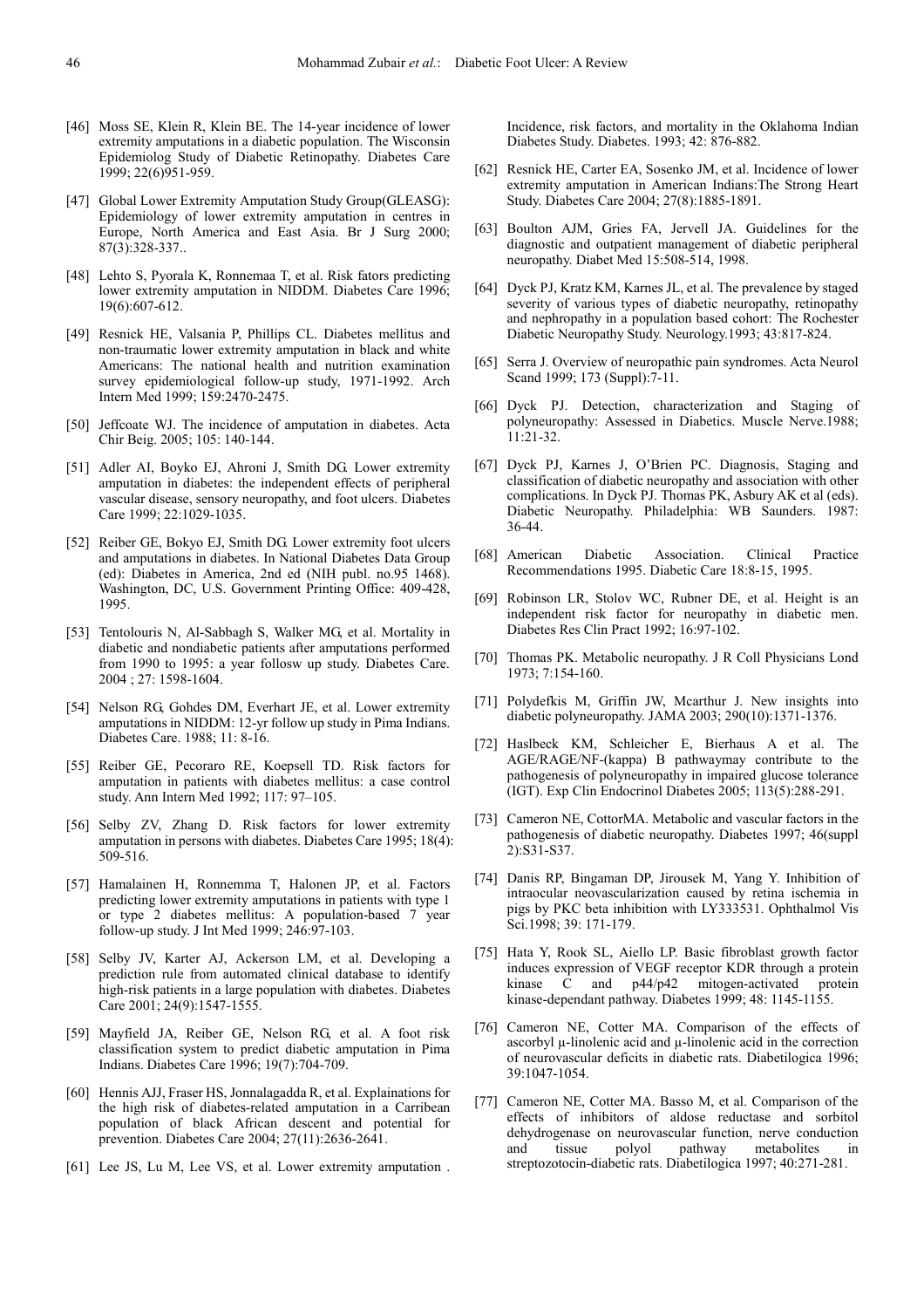[46] Moss SE, Klein R, Klein BE. The 14-year incidence of lower extremity amputations in a diabetic population. The Wisconsin Epidemiolog Study of Diabetic Retinopathy. Diabetes Care 1999; 22(6)951-959.

[47] Global Diabetic Lower Extremity Amputation Study Group(GLEASG): Epidemiology of lower extremity amputation in centres in Europe, North America and East Asia. Br J Surg 2000; 87(3):328-337..

[48] Lehto S, Pyorala K, Ronnemaa T, et al. Risk fators predicting lower extremity amputation in NIDDM. Diabetes Care 1996; 19(6):607-612.

[49] Resnick HE, Valsania P, Phillips CL. Diabetes mellitus and non-traumatic lower extremity amputation in black and white Americans: The national health and nutrition examination survey epidemiological follow-up study, 1971-1992. Arch Intern Med 1999; 159:2470-2475.

[50] Jeffcoate WJ. The incidence of amputation in diabetes. Acta Chir Beig. 2005; 105: 140-144.

[51] Adler AI, Boyko EJ, Ahroni J, Smith DG. Lower extremity amputation in diabetes: the independent effects of peripheral vascular disease, sensory neuropathy, and foot ulcers. Diabetes Care 1999; 22:1029-1035.

[52] Reiber GE, Bokyo EJ, Smith DG. Lower extremity foot ulcers and amputations in diabetes. In National Diabetes Data Group (ed): Diabetes in America, 2nd ed (NIH publ. no.95 1468). Washington, DC, U.S. Government Printing Office: 409-428, 1995.

[53] Tentolouris N, Al-Sabbagh S, Walker MG, et al. Mortality in diabetic and nondiabetic patients after amputations performed from 1990 to 1995: a year followsw up study. Diabetes Care. 2004 ; 27: 1598-1604.

[54] Nelson RG, Gohdes DM, Everhart JE, et al. Lower extremity amputations in NIDDM: 12-yr follow up study in Pima Indians. Diabetes Care. 1988; 11: 8-16.

[55] Reiber GE, Pecoraro RE, Koepsell TD. Risk factors for amputation in patients with diabetes mellitus: a case control study. Ann Intern Med 1992; 117: 97–105.

[56] Selby ZV, Zhang D. Risk factors for lower extremity amputation in persons with diabetes. Diabetes Care 1995; 18(4): 509-516.

[57] Hamalainen H, Ronnemma T, Halonen JP, et al. Factors predicting lower extremity amputations in patients with type 1 or type 2 diabetes mellitus: A population-based 7 year follow-up study. J Int Med 1999; 246:97-103.

[58] Selby JV, Karter AJ, Ackerson LM, et al. Developing a prediction rule from automated clinical database to identify high-risk patients in a large population with diabetes. Diabetes Care 2001; 24(9):1547-1555.

[59] Mayfield JA, Reiber GE, Nelson RG, et al. A foot risk classification system to predict diabetic amputation in Pima Indians. Diabetes Care 1996; 19(7):704-709.

[60] Hennis AJJ, Fraser HS, Jonnalagadda R, et al. Explainations for the high risk of diabetes-related amputation in a Carribean population of black African descent and potential for prevention. Diabetes Care 2004; 27(11):2636-2641.

[61] Lee JS, Lu M, Lee VS, et al. Lower extremity amputation . Incidence, risk factors, and mortality in the Oklahoma Indian Diabetes Study. Diabetes. 1993; 42: 876-882.

[62] Resnick HE, Carter EA, Sosenko JM, et al. Incidence of lower extremity amputation in American Indians:The Strong Heart Study. Diabetes Care 2004; 27(8):1885-1891.

[63] Boulton AJM, Gries FA, Jervell JA. Guidelines for the diagnostic and outpatient management of diabetic peripheral neuropathy. Diabet Med 15:508-514, 1998.

[64] Dyck PJ, Kratz KM, Karnes JL, et al. The prevalence by staged severity of various types of diabetic neuropathy, retinopathy and nephropathy in a population based cohort: The Rochester Diabetic Neuropathy Study. Neurology.1993; 43:817-824.

[65] Serra J. Overview of neuropathic pain syndromes. Acta Neurol Scand 1999; 173 (Suppl):7-11.

[66] Dyck PJ. Detection, characterization and Staging of polyneuropathy: Assessed in Diabetics. Muscle Nerve.1988; 11:21-32.

[67] Dyck PJ, Karnes J, O'Brien PC. Diagnosis, Staging and classification of diabetic neuropathy and association with other complications. In Dyck PJ. Thomas PK, Asbury AK et al (eds). Diabetic Neuropathy. Philadelphia: WB Saunders. 1987: 36-44.

[68] American Diabetic Association. Clinical Practice Recommendations 1995. Diabetic Care 18:8-15, 1995.

[69] Robinson LR, Stolov WC, Rubner DE, et al. Height is an independent risk factor for neuropathy in diabetic men. Diabetes Res Clin Pract 1992; 16:97-102.

[70] Thomas PK. Metabolic neuropathy. J R Coll Physicians Lond 1973; 7:154-160.

[71] Polydefkis M, Griffin JW, Mcarthur J. New insights into diabetic polyneuropathy. JAMA 2003; 290(10):1371-1376.

[72] Haslbeck KM, Schleicher E, Bierhaus A et al. The AGE/RAGE/NF-(kappa) B pathwaymay contribute to the pathogenesis of polyneuropathy in impaired glucose tolerance (IGT). Exp Clin Endocrinol Diabetes 2005; 113(5):288-291.

[73] Cameron NE, CottorMA. Metabolic and vascular factors in the pathogenesis of diabetic neuropathy. Diabetes 1997; 46(suppl 2):S31-S37.

[74] Danis RP, Bingaman DP, Jirousek M, Yang Y. Inhibition of intraocular neovascularization caused by retina ischemia in pigs by PKC beta inhibition with LY333531. Ophthalmol Vis Sci.1998; 39: 171-179.

[75] Hata Y, Rook SL, Aiello LP. Basic fibroblast growth factor induces expression of VEGF receptor KDR through a protein kinase C and p44/p42 mitogen-activated protein kinase-dependant pathway. Diabetes 1999; 48: 1145-1155.

[76] Cameron NE, Cotter MA. Comparison of the effects of ascorbyl μ-linolenic acid and μ-linolenic acid in the correction of neurovascular deficits in diabetic rats. Diabetilogica 1996; 39:1047-1054.

[77] Cameron NE, Cotter MA. Basso M, et al. Comparison of the effects of inhibitors of aldose reductase and sorbitol dehydrogenase on neurovascular function, nerve conduction and tissue polyol pathway metabolites in streptozotocin-diabetic rats. Diabetilogica 1997; 40:271-281.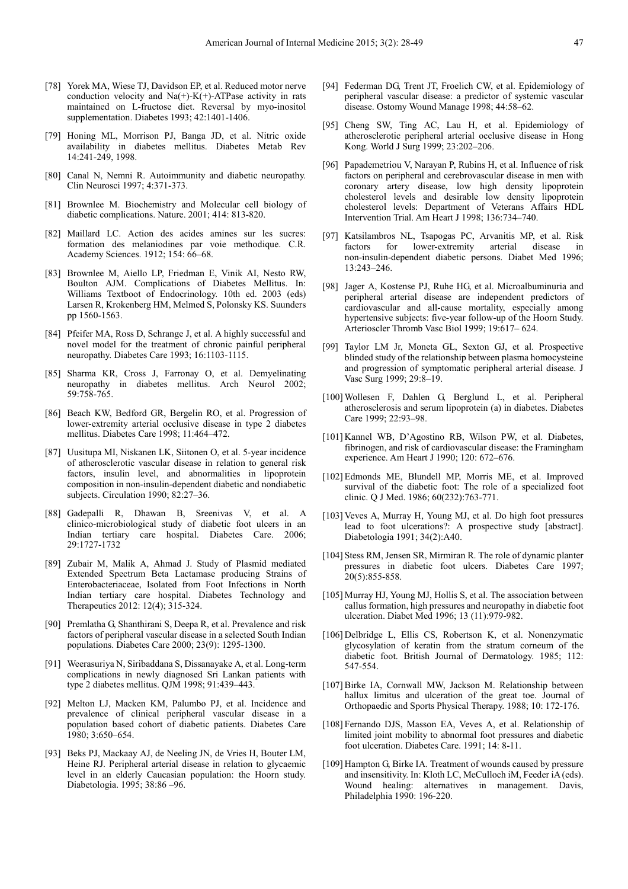[78] Yorek MA, Wiese TJ, Davidson EP, et al. Reduced motor nerve conduction velocity and Na(+)-K(+)-ATPase activity in rats maintained on L-fructose diet. Reversal by myo-inositol supplementation. Diabetes 1993; 42:1401-1406.

[79] Honing ML, Morrison PJ, Banga JD, et al. Nitric oxide availability in diabetes mellitus. Diabetes Metab Rev 14:241-249, 1998.

[80] Canal N, Nemni R. Autoimmunity and diabetic neuropathy. Clin Neurosci 1997; 4:371-373.

[81] Brownlee M. Biochemistry and Molecular cell biology of diabetic complications. Nature. 2001; 414: 813-820.

[82] Maillard LC. Action des acides amines sur les sucres: formation des melaniodines par voie methodique. C.R. Academy Sciences. 1912; 154: 66–68.

[83] Brownlee M, Aiello LP, Friedman E, Vinik AI, Nesto RW, Boulton AJM. Complications of Diabetes Mellitus. In: Williams Textboot of Endocrinology. 10th ed. 2003 (eds) Larsen R, Krokenberg HM, Melmed S, Polonsky KS. Suunders pp 1560-1563.

[84] Pfeifer MA, Ross D, Schrange J, et al. A highly successful and novel model for the treatment of chronic painful peripheral neuropathy. Diabetes Care 1993; 16:1103-1115.

[85] Sharma KR, Cross J, Farronay O, et al. Demyelinating neuropathy in diabetes mellitus. Arch Neurol 2002; 59:758-765.

[86] Beach KW, Bedford GR, Bergelin RO, et al. Progression of lower-extremity arterial occlusive disease in type 2 diabetes mellitus. Diabetes Care 1998; 11:464–472.

[87] Uusitupa MI, Niskanen LK, Siitonen O, et al. 5-year incidence of atherosclerotic vascular disease in relation to general risk factors, insulin level, and abnormalities in lipoprotein composition in non-insulin-dependent diabetic and nondiabetic subjects. Circulation 1990; 82:27–36.

[88] Gadepalli R, Dhawan B, Sreenivas V, et al. A clinico-microbiological study of diabetic foot ulcers in an Indian tertiary care hospital. Diabetes Care. 2006; 29:1727-1732

[89] Zubair M, Malik A, Ahmad J. Study of Plasmid mediated Extended Spectrum Beta Lactamase producing Strains of Enterobacteriaceae, Isolated from Foot Infections in North Indian tertiary care hospital. Diabetes Technology and Therapeutics 2012: 12(4); 315-324.

[90] Premlatha G, Shanthirani S, Deepa R, et al. Prevalence and risk factors of peripheral vascular disease in a selected South Indian populations. Diabetes Care 2000; 23(9): 1295-1300.

[91] Weerasuriya N, Siribaddana S, Dissanayake A, et al. Long-term complications in newly diagnosed Sri Lankan patients with type 2 diabetes mellitus. QJM 1998; 91:439–443.

[92] Melton LJ, Macken KM, Palumbo PJ, et al. Incidence and prevalence of clinical peripheral vascular disease in a population based cohort of diabetic patients. Diabetes Care 1980; 3:650–654.

[93] Beks PJ, Mackaay AJ, de Neeling JN, de Vries H, Bouter LM, Heine RJ. Peripheral arterial disease in relation to glycaemic level in an elderly Caucasian population: the Hoorn study. Diabetologia. 1995; 38:86 –96.

[94] Federman DG, Trent JT, Froelich CW, et al. Epidemiology of peripheral vascular disease: a predictor of systemic vascular disease. Ostomy Wound Manage 1998; 44:58–62.

[95] Cheng SW, Ting AC, Lau H, et al. Epidemiology of atherosclerotic peripheral arterial occlusive disease in Hong Kong. World J Surg 1999; 23:202–206.

[96] Papademetriou V, Narayan P, Rubins H, et al. Influence of risk factors on peripheral and cerebrovascular disease in men with coronary artery disease, low high density lipoprotein cholesterol levels and desirable low density lipoprotein cholesterol levels: Department of Veterans Affairs HDL Intervention Trial. Am Heart J 1998; 136:734–740.

[97] Katsilambros NL, Tsapogas PC, Arvanitis MP, et al. Risk factors for lower-extremity arterial disease in non-insulin-dependent diabetic persons. Diabet Med 1996; 13:243–246.

[98] Jager A, Kostense PJ, Ruhe HG, et al. Microalbuminuria and peripheral arterial disease are independent predictors of cardiovascular and all-cause mortality, especially among hypertensive subjects: five-year follow-up of the Hoorn Study. Arterioscler Thromb Vasc Biol 1999; 19:617– 624.

[99] Taylor LM Jr, Moneta GL, Sexton GJ, et al. Prospective blinded study of the relationship between plasma homocysteine and progression of symptomatic peripheral arterial disease. J Vasc Surg 1999; 29:8–19.

[100] Wollesen F, Dahlen G, Berglund L, et al. Peripheral atherosclerosis and serum lipoprotein (a) in diabetes. Diabetes Care 1999; 22:93–98.

[101] Kannel WB, D'Agostino RB, Wilson PW, et al. Diabetes, fibrinogen, and risk of cardiovascular disease: the Framingham experience. Am Heart J 1990; 120: 672–676.

[102] Edmonds ME, Blundell MP, Morris ME, et al. Improved survival of the diabetic foot: The role of a specialized foot clinic. Q J Med. 1986; 60(232):763-771.

[103] Veves A, Murray H, Young MJ, et al. Do high foot pressures lead to foot ulcerations?: A prospective study [abstract]. Diabetologia 1991; 34(2):A40.

[104] Stess RM, Jensen SR, Mirmiran R. The role of dynamic planter pressures in diabetic foot ulcers. Diabetes Care 1997; 20(5):855-858.

[105] Murray HJ, Young MJ, Hollis S, et al. The association between callus formation, high pressures and neuropathy in diabetic foot ulceration. Diabet Med 1996; 13 (11):979-982.

[106] Delbridge L, Ellis CS, Robertson K, et al. Nonenzymatic glycosylation of keratin from the stratum corneum of the diabetic foot. British Journal of Dermatology. 1985; 112: 547-554.

[107] Birke IA, Cornwall MW, Jackson M. Relationship between hallux limitus and ulceration of the great toe. Journal of Orthopaedic and Sports Physical Therapy. 1988; 10: 172-176.

[108] Fernando DJS, Masson EA, Veves A, et al. Relationship of limited joint mobility to abnormal foot pressures and diabetic foot ulceration. Diabetes Care. 1991; 14: 8-11.

[109] Hampton G, Birke IA. Treatment of wounds caused by pressure and insensitivity. In: Kloth LC, MeCulloch iM, Feeder iA (eds). Wound healing: alternatives in management. Davis, Philadelphia 1990: 196-220.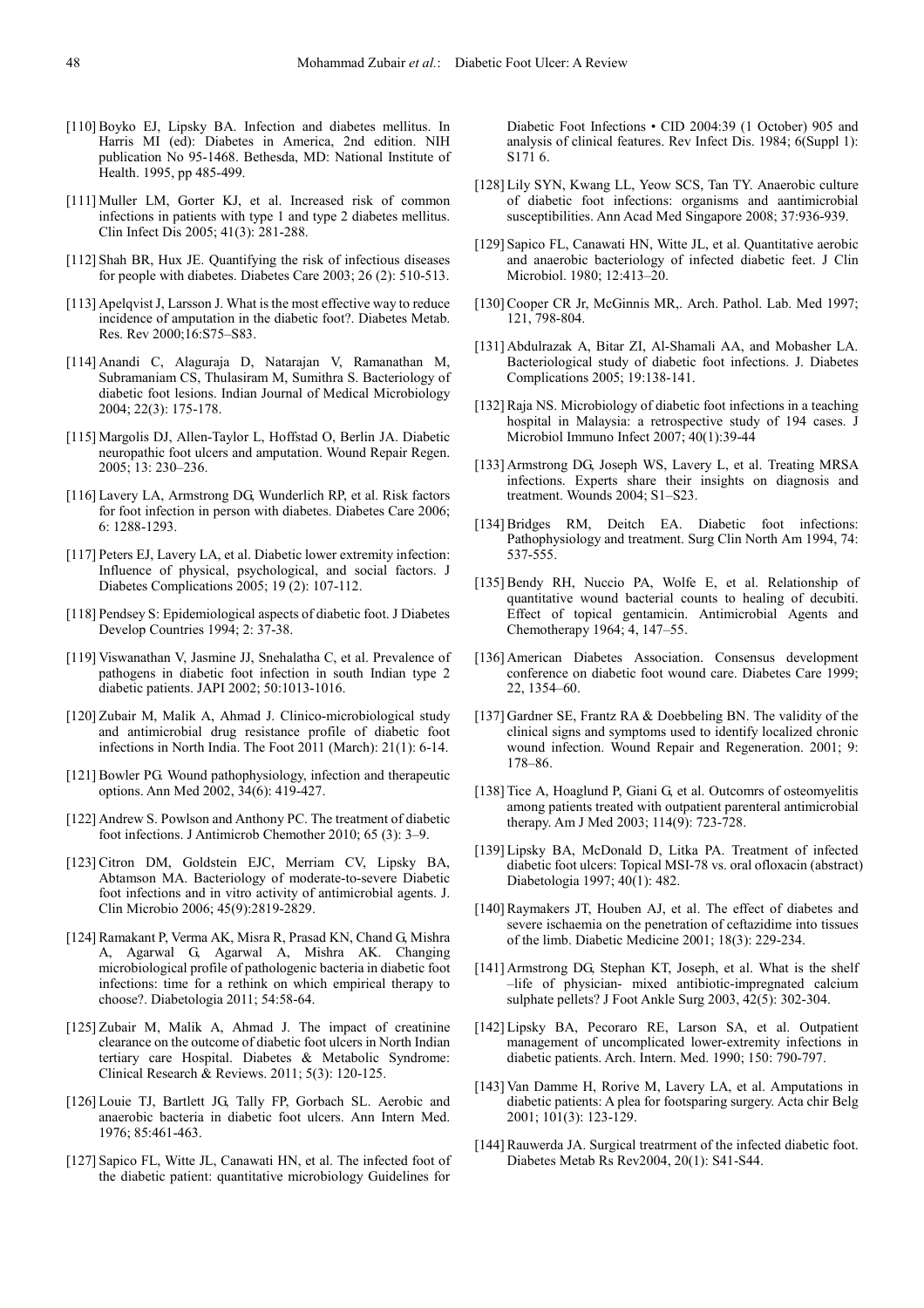[110] Boyko EJ, Lipsky BA. Infection and diabetes mellitus. In Harris MI (ed): Diabetes in America, 2nd edition. NIH publication No 95-1468. Bethesda, MD: National Institute of Health. 1995, pp 485-499.

[111] Muller LM, Gorter KJ, et al. Increased risk of common infections in patients with type 1 and type 2 diabetes mellitus. Clin Infect Dis 2005; 41(3): 281-288.

[112] Shah BR, Hux JE. Quantifying the risk of infectious diseases for people with diabetes. Diabetes Care 2003; 26 (2): 510-513.

[113] Apelqvist J, Larsson J. What is the most effective way to reduce incidence of amputation in the diabetic foot?. Diabetes Metab. Res. Rev 2000;16:S75–S83.

[114] Anandi C, Alaguraja D, Natarajan V, Ramanathan M, Subramaniam CS, Thulasiram M, Sumithra S. Bacteriology of diabetic foot lesions. Indian Journal of Medical Microbiology 2004; 22(3): 175-178.

[115] Margolis DJ, Allen-Taylor L, Hoffstad O, Berlin JA. Diabetic neuropathic foot ulcers and amputation. Wound Repair Regen. 2005; 13: 230–236.

[116] Lavery LA, Armstrong DG, Wunderlich RP, et al. Risk factors for foot infection in person with diabetes. Diabetes Care 2006; 6: 1288-1293.

[117] Peters EJ, Lavery LA, et al. Diabetic lower extremity infection: Influence of physical, psychological, and social factors. J Diabetes Complications 2005; 19 (2): 107-112.

[118] Pendsey S: Epidemiological aspects of diabetic foot. J Diabetes Develop Countries 1994; 2: 37-38.

[119] Viswanathan V, Jasmine JJ, Snehalatha C, et al. Prevalence of pathogens in diabetic foot infection in south Indian type 2 diabetic patients. JAPI 2002; 50:1013-1016.

[120] Zubair M, Malik A, Ahmad J. Clinico-microbiological study and antimicrobial drug resistance profile of diabetic foot infections in North India. The Foot 2011 (March): 21(1): 6-14.

[121] Bowler PG. Wound pathophysiology, infection and therapeutic options. Ann Med 2002, 34(6): 419-427.

[122] Andrew S. Powlson and Anthony PC. The treatment of diabetic foot infections. J Antimicrob Chemother 2010; 65 (3): 3–9.

[123] Citron DM, Goldstein EJC, Merriam CV, Lipsky BA, Abtamson MA. Bacteriology of moderate-to-severe Diabetic foot infections and in vitro activity of antimicrobial agents. J. Clin Microbio 2006; 45(9):2819-2829.

[124] Ramakant P, Verma AK, Misra R, Prasad KN, Chand G, Mishra A, Agarwal G, Agarwal A, Mishra AK. Changing microbiological profile of pathogenic bacteria in diabetic foot infections: time for a rethink on which empirical therapy to choose?. Diabetologia 2011; 54:58-64.

[125] Zubair M, Malik A, Ahmad J. The impact of creatinine clearance on the outcome of diabetic foot ulcers in North Indian tertiary care Hospital. Diabetes & Metabolic Syndrome: Clinical Research & Reviews. 2011; 5(3): 120-125.

[126] Louie TJ, Bartlett JG, Tally FP, Gorbach SL. Aerobic and anaerobic bacteria in diabetic foot ulcers. Ann Intern Med. 1976; 85:461-463.

[127] Sapico FL, Witte JL, Canawati HN, et al. The infected foot of the diabetic patient: quantitative microbiology Guidelines for Diabetic Foot Infections • CID 2004:39 (1 October) 905 and analysis of clinical features. Rev Infect Dis. 1984; 6(Suppl 1): S171 6.

[128] Lily SYN, Kwang LL, Yeow SCS, Tan TY. Anaerobic culture of diabetic foot infections: organisms and aantimicrobial susceptibilities. Ann Acad Med Singapore 2008; 37:936-939.

[129] Sapico FL, Canawati HN, Witte JL, et al. Quantitative aerobic and anaerobic bacteriology of infected diabetic feet. J Clin Microbiol. 1980; 12:413–20.

[130] Cooper CR Jr, McGinnis MR,. Arch. Pathol. Lab. Med 1997; 121, 798-804.

[131] Abdulrazak A, Bitar ZI, Al-Shamali AA, and Mobasher LA. Bacteriological study of diabetic foot infections. J. Diabetes Complications 2005; 19:138-141.

[132] Raja NS. Microbiology of diabetic foot infections in a teaching hospital in Malaysia: a retrospective study of 194 cases. J Microbiol Immuno Infect 2007; 40(1):39-44

[133] Armstrong DG, Joseph WS, Lavery L, et al. Treating MRSA infections. Experts share their insights on diagnosis and treatment. Wounds 2004; S1–S23.

[134] Bridges RM, Deitch EA. Diabetic foot infections: Pathophysiology and treatment. Surg Clin North Am 1994, 74: 537-555.

[135] Bendy RH, Nuccio PA, Wolfe E, et al. Relationship of quantitative wound bacterial counts to healing of decubiti. Effect of topical gentamicin. Antimicrobial Agents and Chemotherapy 1964; 4, 147–55.

[136] American Diabetes Association. Consensus development conference on diabetic foot wound care. Diabetes Care 1999; 22, 1354–60.

[137] Gardner SE, Frantz RA & Doebbeling BN. The validity of the clinical signs and symptoms used to identify localized chronic wound infection. Wound Repair and Regeneration. 2001; 9: 178–86.

[138] Tice A, Hoaglund P, Giani G, et al. Outcomrs of osteomyelitis among patients treated with outpatient parenteral antimicrobial therapy. Am J Med 2003; 114(9): 723-728.

[139] Lipsky BA, McDonald D, Litka PA. Treatment of infected diabetic foot ulcers: Topical MSI-78 vs. oral ofloxacin (abstract) Diabetologia 1997; 40(1): 482.

[140] Raymakers JT, Houben AJ, et al. The effect of diabetes and severe ischaemia on the penetration of ceftazidime into tissues of the limb. Diabetic Medicine 2001; 18(3): 229-234.

[141] Armstrong DG, Stephan KT, Joseph, et al. What is the shelf –life of physician- mixed antibiotic-impregnated calcium sulphate pellets? J Foot Ankle Surg 2003, 42(5): 302-304.

[142] Lipsky BA, Pecoraro RE, Larson SA, et al. Outpatient management of uncomplicated lower-extremity infections in diabetic patients. Arch. Intern. Med. 1990; 150: 790-797.

[143] Van Damme H, Rorive M, Lavery LA, et al. Amputations in diabetic patients: A plea for footsparing surgery. Acta chir Belg 2001; 101(3): 123-129.

[144] Rauwerda JA. Surgical treatrment of the infected diabetic foot. Diabetes Metab Rs Rev2004, 20(1): S41-S44.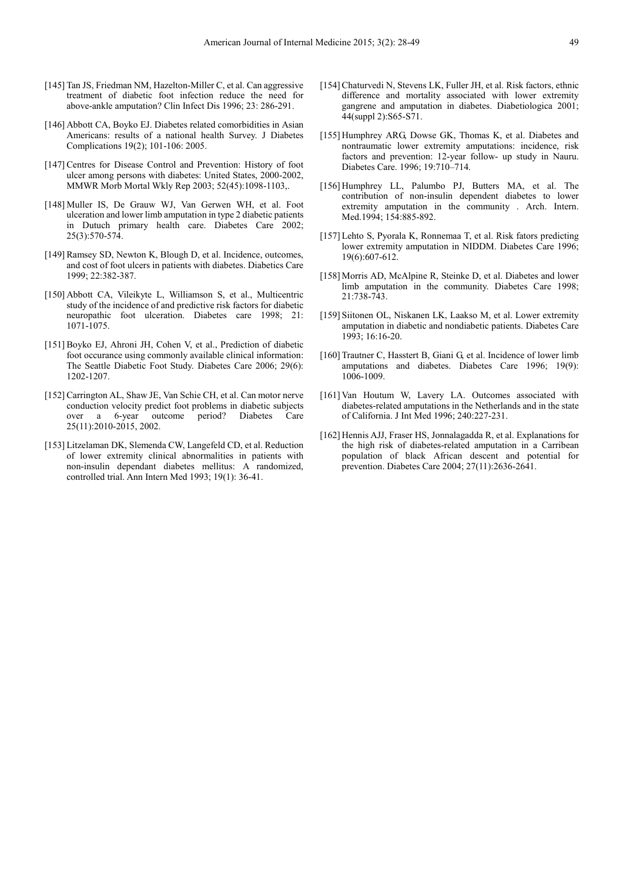[145] Tan JS, Friedman NM, Hazelton-Miller C, et al. Can aggressive treatment of diabetic foot infection reduce the need for above-ankle amputation? Clin Infect Dis 1996; 23: 286-291.

[146] Abbott CA, Boyko EJ. Diabetes related comorbidities in Asian Americans: results of a national health Survey. J Diabetes Complications 19(2); 101-106: 2005.

[147] Centres for Disease Control and Prevention: History of foot ulcer among persons with diabetes: United States, 2000-2002, MMWR Morb Mortal Wkly Rep 2003; 52(45):1098-1103,.

[148] Muller IS, De Grauw WJ, Van Gerwen WH, et al. Foot ulceration and lower limb amputation in type 2 diabetic patients in Dutuch primary health care. Diabetes Care 2002; 25(3):570-574.

[149] Ramsey SD, Newton K, Blough D, et al. Incidence, outcomes, and cost of foot ulcers in patients with diabetes. Diabetics Care 1999; 22:382-387.

[150] Abbott CA, Vileikyte L, Williamson S, et al., Multicentric study of the incidence of and predictive risk factors for diabetic neuropathic foot ulceration. Diabetes care 1998; 21: 1071-1075.

[151] Boyko EJ, Ahroni JH, Cohen V, et al., Prediction of diabetic foot occurance using commonly available clinical information: The Seattle Diabetic Foot Study. Diabetes Care 2006; 29(6): 1202-1207.

[152] Carrington AL, Shaw JE, Van Schie CH, et al. Can motor nerve conduction velocity predict foot problems in diabetic subjects over a 6-year outcome period? Diabetes Care 25(11):2010-2015, 2002.

[153] Litzelaman DK, Slemenda CW, Langefeld CD, et al. Reduction of lower extremity clinical abnormalities in patients with non-insulin dependant diabetes mellitus: A randomized, controlled trial. Ann Intern Med 1993; 19(1): 36-41.

[154] Chaturvedi N, Stevens LK, Fuller JH, et al. Risk factors, ethnic difference and mortality associated with lower extremity gangrene and amputation in diabetes. Diabetiologica 2001; 44(suppl 2):S65-S71.

[155] Humphrey ARG, Dowse GK, Thomas K, et al. Diabetes and nontraumatic lower extremity amputations: incidence, risk factors and prevention: 12-year follow- up study in Nauru. Diabetes Care. 1996; 19:710–714.

[156] Humphrey LL, Palumbo PJ, Butters MA, et al. The contribution of non-insulin dependent diabetes to lower extremity amputation in the community . Arch. Intern. Med.1994; 154:885-892.

[157] Lehto S, Pyorala K, Ronnemaa T, et al. Risk fators predicting lower extremity amputation in NIDDM. Diabetes Care 1996; 19(6):607-612.

[158] Morris AD, McAlpine R, Steinke D, et al. Diabetes and lower limb amputation in the community. Diabetes Care 1998; 21:738-743.

[159] Siitonen OL, Niskanen LK, Laakso M, et al. Lower extremity amputation in diabetic and nondiabetic patients. Diabetes Care 1993; 16:16-20.

[160] Trautner C, Hasstert B, Giani G, et al. Incidence of lower limb amputations and diabetes. Diabetes Care 1996; 19(9): 1006-1009.

[161] Van Houtum W, Lavery LA. Outcomes associated with diabetes-related amputations in the Netherlands and in the state of California. J Int Med 1996; 240:227-231.

[162] Hennis AJJ, Fraser HS, Jonnalagadda R, et al. Explanations for the high risk of diabetes-related amputation in a Carribean population of black African descent and potential for prevention. Diabetes Care 2004; 27(11):2636-2641.